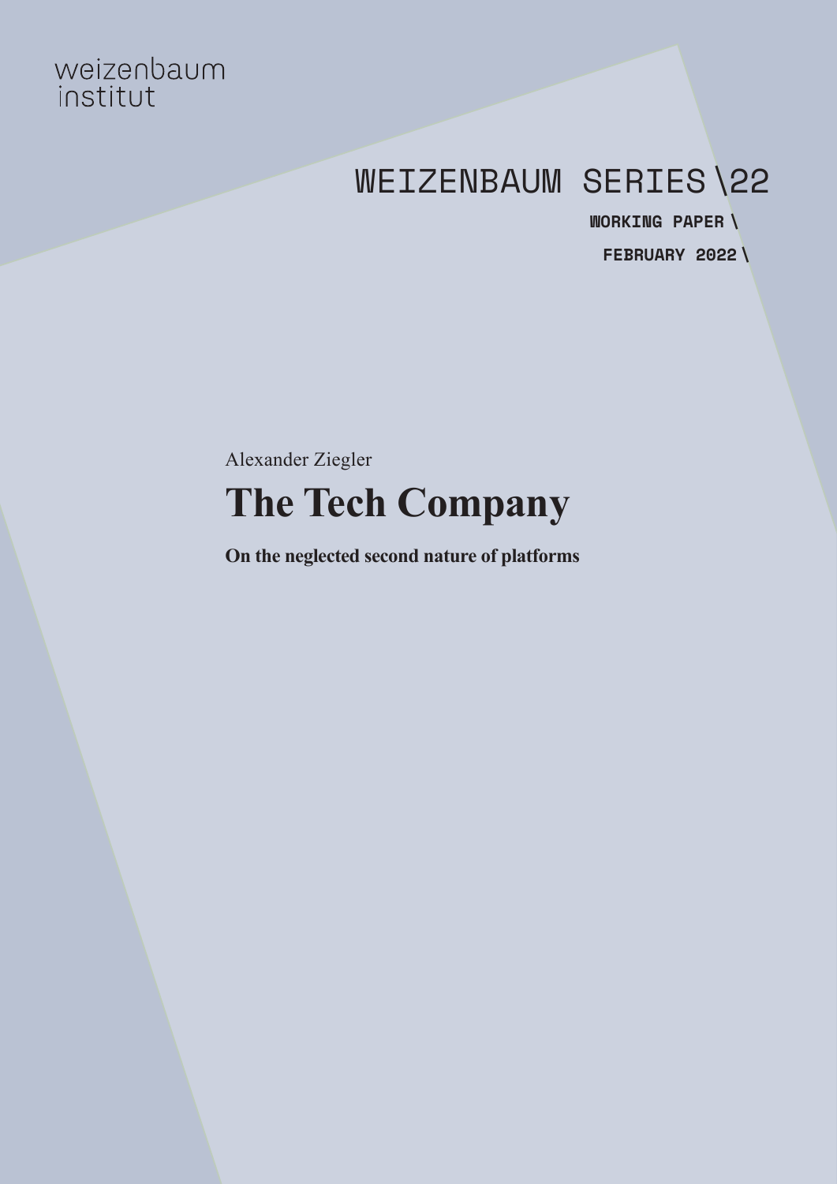weizenbaum
institut

WEIZENBAUM SERIES \22

WORKING PAPER \

FEBRUARY 2022 \

Alexander Ziegler

# The Tech Company

**On the neglected second nature of platforms**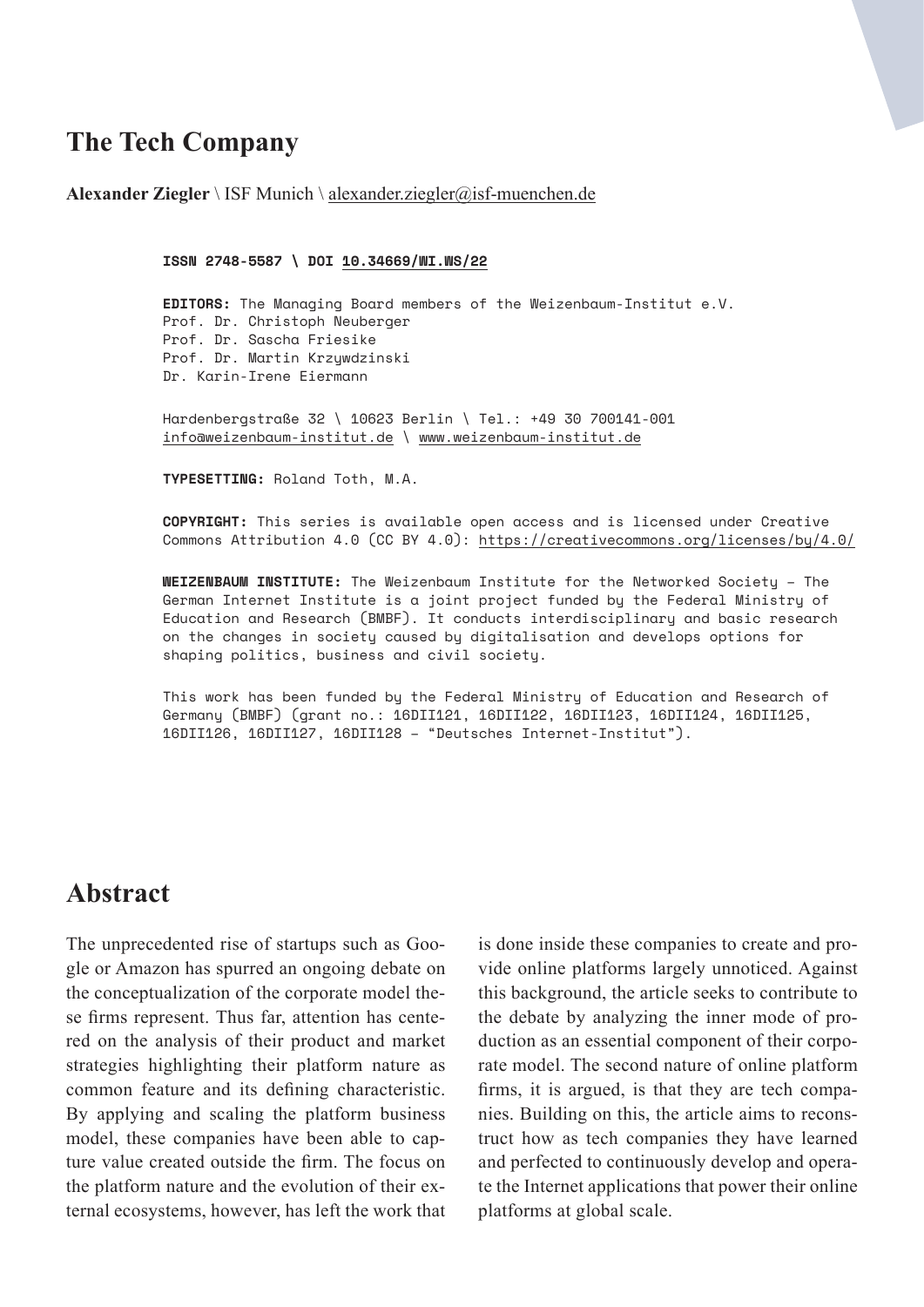## The Tech Company

**Alexander Ziegler** \ ISF Munich \ alexander.ziegler@isf-muenchen.de

**ISSN 2748-5587 \ DOI 10.34669/WI.WS/22**

**EDITORS:** The Managing Board members of the Weizenbaum-Institut e.V.
Prof. Dr. Christoph Neuberger
Prof. Dr. Sascha Friesike
Prof. Dr. Martin Krzywdzinski
Dr. Karin-Irene Eiermann

Hardenbergstraße 32 \ 10623 Berlin \ Tel.: +49 30 700141-001
info@weizenbaum-institut.de \ www.weizenbaum-institut.de

**TYPESETTING:** Roland Toth, M.A.

**COPYRIGHT:** This series is available open access and is licensed under Creative Commons Attribution 4.0 (CC BY 4.0): https://creativecommons.org/licenses/by/4.0/

**WEIZENBAUM INSTITUTE:** The Weizenbaum Institute for the Networked Society – The German Internet Institute is a joint project funded by the Federal Ministry of Education and Research (BMBF). It conducts interdisciplinary and basic research on the changes in society caused by digitalisation and develops options for shaping politics, business and civil society.

This work has been funded by the Federal Ministry of Education and Research of Germany (BMBF) (grant no.: 16DII121, 16DII122, 16DII123, 16DII124, 16DII125, 16DII126, 16DII127, 16DII128 – "Deutsches Internet-Institut").

## Abstract

The unprecedented rise of startups such as Google or Amazon has spurred an ongoing debate on the conceptualization of the corporate model these firms represent. Thus far, attention has centered on the analysis of their product and market strategies highlighting their platform nature as common feature and its defining characteristic. By applying and scaling the platform business model, these companies have been able to capture value created outside the firm. The focus on the platform nature and the evolution of their external ecosystems, however, has left the work that is done inside these companies to create and provide online platforms largely unnoticed. Against this background, the article seeks to contribute to the debate by analyzing the inner mode of production as an essential component of their corporate model. The second nature of online platform firms, it is argued, is that they are tech companies. Building on this, the article aims to reconstruct how as tech companies they have learned and perfected to continuously develop and operate the Internet applications that power their online platforms at global scale.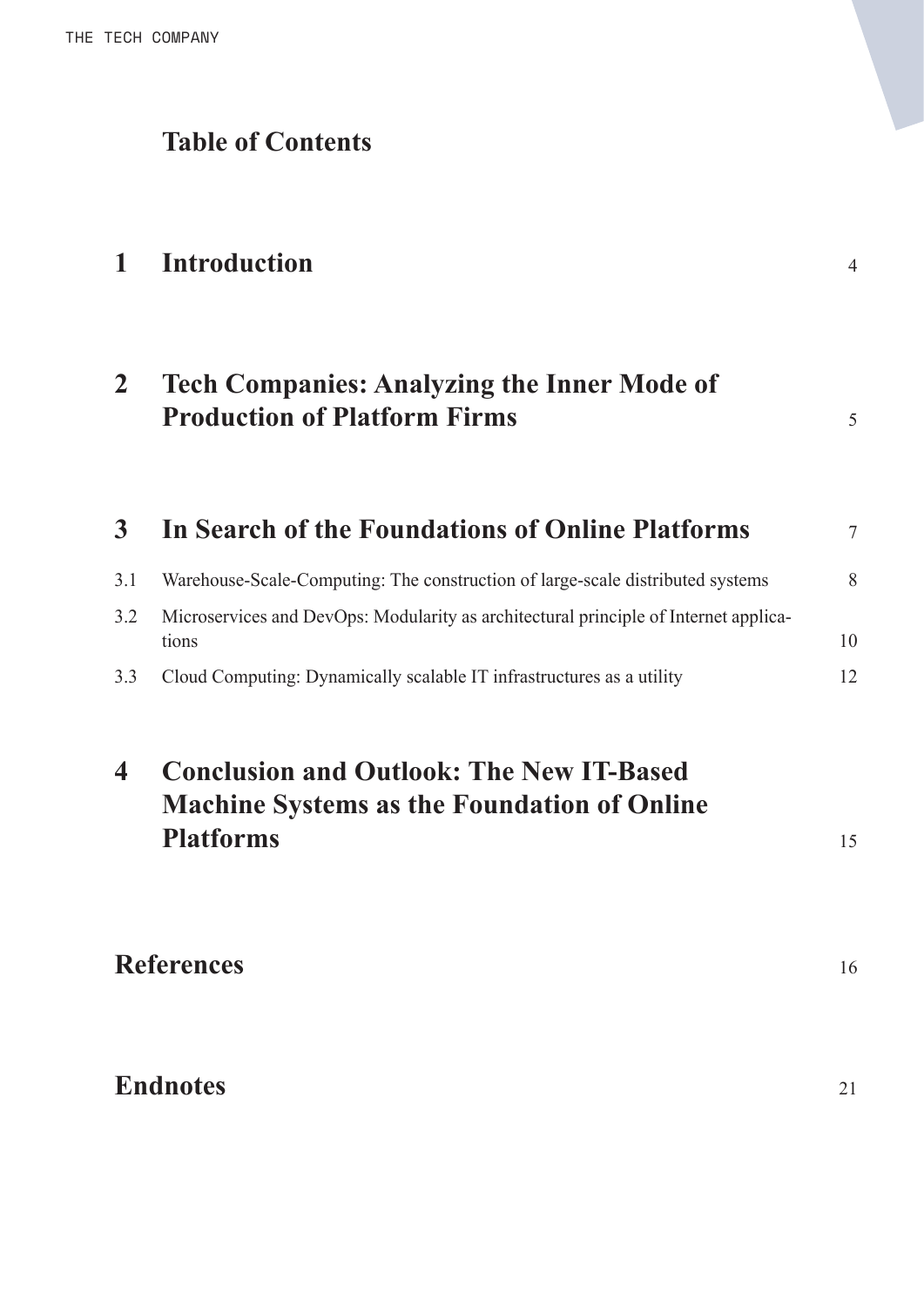# Table of Contents

| | | |
|---|---|---|
| **1** | **Introduction** | 4 |
| **2** | **Tech Companies: Analyzing the Inner Mode of Production of Platform Firms** | 5 |
| **3** | **In Search of the Foundations of Online Platforms** | 7 |
| 3.1 | Warehouse-Scale-Computing: The construction of large-scale distributed systems | 8 |
| 3.2 | Microservices and DevOps: Modularity as architectural principle of Internet applications | 10 |
| 3.3 | Cloud Computing: Dynamically scalable IT infrastructures as a utility | 12 |
| **4** | **Conclusion and Outlook: The New IT-Based Machine Systems as the Foundation of Online Platforms** | 15 |
| | **References** | 16 |
| | **Endnotes** | 21 |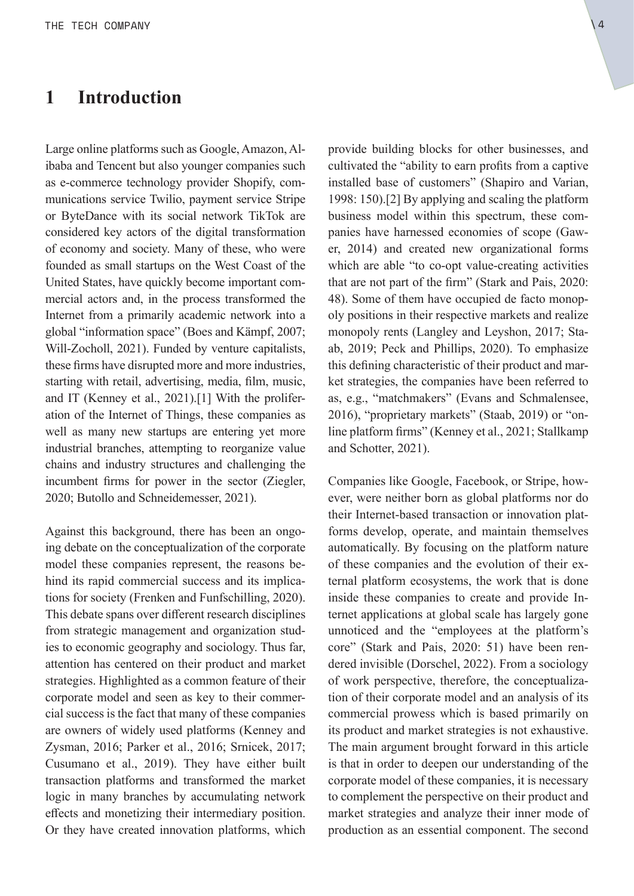# 1 Introduction

Large online platforms such as Google, Amazon, Alibaba and Tencent but also younger companies such as e-commerce technology provider Shopify, communications service Twilio, payment service Stripe or ByteDance with its social network TikTok are considered key actors of the digital transformation of economy and society. Many of these, who were founded as small startups on the West Coast of the United States, have quickly become important commercial actors and, in the process transformed the Internet from a primarily academic network into a global "information space" (Boes and Kämpf, 2007; Will-Zocholl, 2021). Funded by venture capitalists, these firms have disrupted more and more industries, starting with retail, advertising, media, film, music, and IT (Kenney et al., 2021).[1] With the proliferation of the Internet of Things, these companies as well as many new startups are entering yet more industrial branches, attempting to reorganize value chains and industry structures and challenging the incumbent firms for power in the sector (Ziegler, 2020; Butollo and Schneidemesser, 2021).

Against this background, there has been an ongoing debate on the conceptualization of the corporate model these companies represent, the reasons behind its rapid commercial success and its implications for society (Frenken and Funfschilling, 2020). This debate spans over different research disciplines from strategic management and organization studies to economic geography and sociology. Thus far, attention has centered on their product and market strategies. Highlighted as a common feature of their corporate model and seen as key to their commercial success is the fact that many of these companies are owners of widely used platforms (Kenney and Zysman, 2016; Parker et al., 2016; Srnicek, 2017; Cusumano et al., 2019). They have either built transaction platforms and transformed the market logic in many branches by accumulating network effects and monetizing their intermediary position. Or they have created innovation platforms, which provide building blocks for other businesses, and cultivated the "ability to earn profits from a captive installed base of customers" (Shapiro and Varian, 1998: 150).[2] By applying and scaling the platform business model within this spectrum, these companies have harnessed economies of scope (Gawer, 2014) and created new organizational forms which are able "to co-opt value-creating activities that are not part of the firm" (Stark and Pais, 2020: 48). Some of them have occupied de facto monopoly positions in their respective markets and realize monopoly rents (Langley and Leyshon, 2017; Staab, 2019; Peck and Phillips, 2020). To emphasize this defining characteristic of their product and market strategies, the companies have been referred to as, e.g., "matchmakers" (Evans and Schmalensee, 2016), "proprietary markets" (Staab, 2019) or "online platform firms" (Kenney et al., 2021; Stallkamp and Schotter, 2021).

Companies like Google, Facebook, or Stripe, however, were neither born as global platforms nor do their Internet-based transaction or innovation platforms develop, operate, and maintain themselves automatically. By focusing on the platform nature of these companies and the evolution of their external platform ecosystems, the work that is done inside these companies to create and provide Internet applications at global scale has largely gone unnoticed and the "employees at the platform's core" (Stark and Pais, 2020: 51) have been rendered invisible (Dorschel, 2022). From a sociology of work perspective, therefore, the conceptualization of their corporate model and an analysis of its commercial prowess which is based primarily on its product and market strategies is not exhaustive. The main argument brought forward in this article is that in order to deepen our understanding of the corporate model of these companies, it is necessary to complement the perspective on their product and market strategies and analyze their inner mode of production as an essential component. The second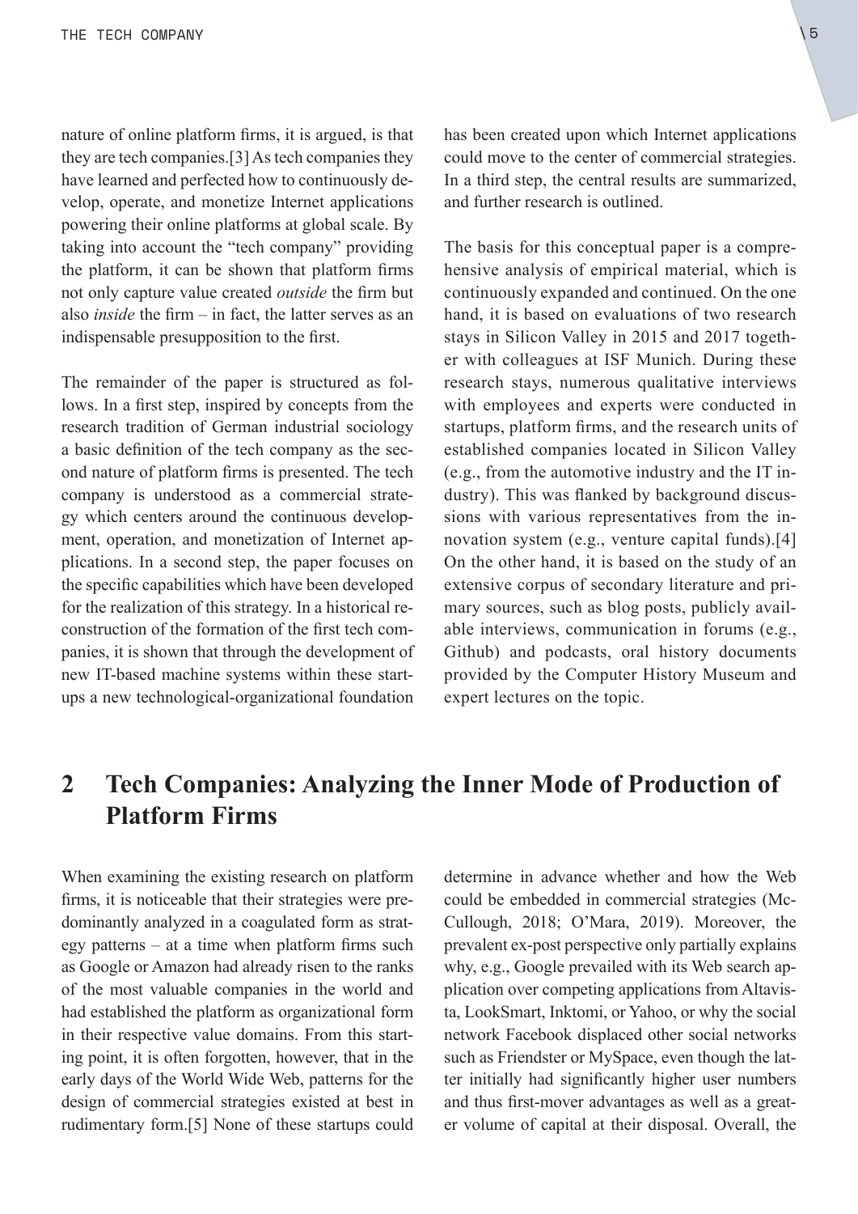nature of online platform firms, it is argued, is that they are tech companies.[3] As tech companies they have learned and perfected how to continuously develop, operate, and monetize Internet applications powering their online platforms at global scale. By taking into account the "tech company" providing the platform, it can be shown that platform firms not only capture value created *outside* the firm but also *inside* the firm – in fact, the latter serves as an indispensable presupposition to the first.

The remainder of the paper is structured as follows. In a first step, inspired by concepts from the research tradition of German industrial sociology a basic definition of the tech company as the second nature of platform firms is presented. The tech company is understood as a commercial strategy which centers around the continuous development, operation, and monetization of Internet applications. In a second step, the paper focuses on the specific capabilities which have been developed for the realization of this strategy. In a historical reconstruction of the formation of the first tech companies, it is shown that through the development of new IT-based machine systems within these startups a new technological-organizational foundation has been created upon which Internet applications could move to the center of commercial strategies. In a third step, the central results are summarized, and further research is outlined.

The basis for this conceptual paper is a comprehensive analysis of empirical material, which is continuously expanded and continued. On the one hand, it is based on evaluations of two research stays in Silicon Valley in 2015 and 2017 together with colleagues at ISF Munich. During these research stays, numerous qualitative interviews with employees and experts were conducted in startups, platform firms, and the research units of established companies located in Silicon Valley (e.g., from the automotive industry and the IT industry). This was flanked by background discussions with various representatives from the innovation system (e.g., venture capital funds).[4] On the other hand, it is based on the study of an extensive corpus of secondary literature and primary sources, such as blog posts, publicly available interviews, communication in forums (e.g., Github) and podcasts, oral history documents provided by the Computer History Museum and expert lectures on the topic.

## 2 Tech Companies: Analyzing the Inner Mode of Production of Platform Firms

When examining the existing research on platform firms, it is noticeable that their strategies were predominantly analyzed in a coagulated form as strategy patterns – at a time when platform firms such as Google or Amazon had already risen to the ranks of the most valuable companies in the world and had established the platform as organizational form in their respective value domains. From this starting point, it is often forgotten, however, that in the early days of the World Wide Web, patterns for the design of commercial strategies existed at best in rudimentary form.[5] None of these startups could determine in advance whether and how the Web could be embedded in commercial strategies (McCullough, 2018; O'Mara, 2019). Moreover, the prevalent ex-post perspective only partially explains why, e.g., Google prevailed with its Web search application over competing applications from Altavista, LookSmart, Inktomi, or Yahoo, or why the social network Facebook displaced other social networks such as Friendster or MySpace, even though the latter initially had significantly higher user numbers and thus first-mover advantages as well as a greater volume of capital at their disposal. Overall, the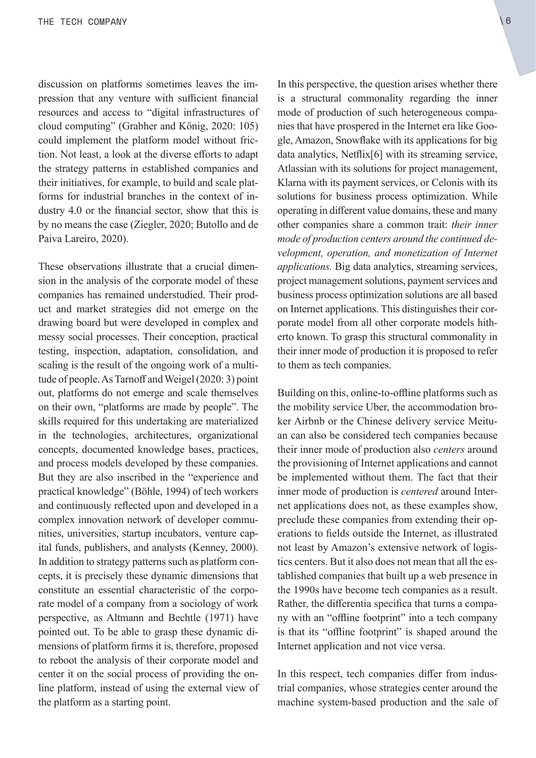discussion on platforms sometimes leaves the impression that any venture with sufficient financial resources and access to "digital infrastructures of cloud computing" (Grabher and König, 2020: 105) could implement the platform model without friction. Not least, a look at the diverse efforts to adapt the strategy patterns in established companies and their initiatives, for example, to build and scale platforms for industrial branches in the context of industry 4.0 or the financial sector, show that this is by no means the case (Ziegler, 2020; Butollo and de Paiva Lareiro, 2020).

These observations illustrate that a crucial dimension in the analysis of the corporate model of these companies has remained understudied. Their product and market strategies did not emerge on the drawing board but were developed in complex and messy social processes. Their conception, practical testing, inspection, adaptation, consolidation, and scaling is the result of the ongoing work of a multitude of people. As Tarnoff and Weigel (2020: 3) point out, platforms do not emerge and scale themselves on their own, "platforms are made by people". The skills required for this undertaking are materialized in the technologies, architectures, organizational concepts, documented knowledge bases, practices, and process models developed by these companies. But they are also inscribed in the "experience and practical knowledge" (Böhle, 1994) of tech workers and continuously reflected upon and developed in a complex innovation network of developer communities, universities, startup incubators, venture capital funds, publishers, and analysts (Kenney, 2000). In addition to strategy patterns such as platform concepts, it is precisely these dynamic dimensions that constitute an essential characteristic of the corporate model of a company from a sociology of work perspective, as Altmann and Bechtle (1971) have pointed out. To be able to grasp these dynamic dimensions of platform firms it is, therefore, proposed to reboot the analysis of their corporate model and center it on the social process of providing the online platform, instead of using the external view of the platform as a starting point.

In this perspective, the question arises whether there is a structural commonality regarding the inner mode of production of such heterogeneous companies that have prospered in the Internet era like Google, Amazon, Snowflake with its applications for big data analytics, Netflix[6] with its streaming service, Atlassian with its solutions for project management, Klarna with its payment services, or Celonis with its solutions for business process optimization. While operating in different value domains, these and many other companies share a common trait: *their inner mode of production centers around the continued development, operation, and monetization of Internet applications.* Big data analytics, streaming services, project management solutions, payment services and business process optimization solutions are all based on Internet applications. This distinguishes their corporate model from all other corporate models hitherto known. To grasp this structural commonality in their inner mode of production it is proposed to refer to them as tech companies.

Building on this, online-to-offline platforms such as the mobility service Uber, the accommodation broker Airbnb or the Chinese delivery service Meituan can also be considered tech companies because their inner mode of production also *centers* around the provisioning of Internet applications and cannot be implemented without them. The fact that their inner mode of production is *centered* around Internet applications does not, as these examples show, preclude these companies from extending their operations to fields outside the Internet, as illustrated not least by Amazon's extensive network of logistics centers. But it also does not mean that all the established companies that built up a web presence in the 1990s have become tech companies as a result. Rather, the differentia specifica that turns a company with an "offline footprint" into a tech company is that its "offline footprint" is shaped around the Internet application and not vice versa.

In this respect, tech companies differ from industrial companies, whose strategies center around the machine system-based production and the sale of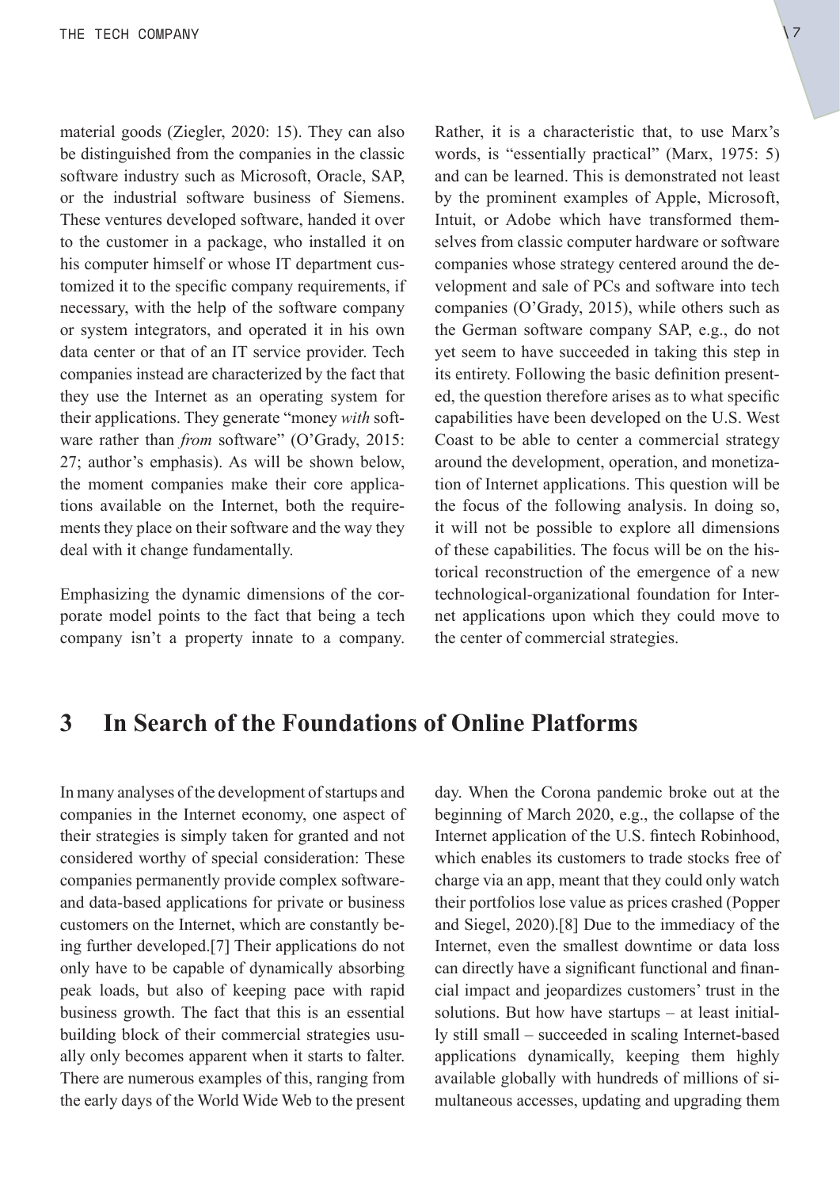material goods (Ziegler, 2020: 15). They can also be distinguished from the companies in the classic software industry such as Microsoft, Oracle, SAP, or the industrial software business of Siemens. These ventures developed software, handed it over to the customer in a package, who installed it on his computer himself or whose IT department customized it to the specific company requirements, if necessary, with the help of the software company or system integrators, and operated it in his own data center or that of an IT service provider. Tech companies instead are characterized by the fact that they use the Internet as an operating system for their applications. They generate "money *with* software rather than *from* software" (O'Grady, 2015: 27; author's emphasis). As will be shown below, the moment companies make their core applications available on the Internet, both the requirements they place on their software and the way they deal with it change fundamentally.

Emphasizing the dynamic dimensions of the corporate model points to the fact that being a tech company isn't a property innate to a company. Rather, it is a characteristic that, to use Marx's words, is "essentially practical" (Marx, 1975: 5) and can be learned. This is demonstrated not least by the prominent examples of Apple, Microsoft, Intuit, or Adobe which have transformed themselves from classic computer hardware or software companies whose strategy centered around the development and sale of PCs and software into tech companies (O'Grady, 2015), while others such as the German software company SAP, e.g., do not yet seem to have succeeded in taking this step in its entirety. Following the basic definition presented, the question therefore arises as to what specific capabilities have been developed on the U.S. West Coast to be able to center a commercial strategy around the development, operation, and monetization of Internet applications. This question will be the focus of the following analysis. In doing so, it will not be possible to explore all dimensions of these capabilities. The focus will be on the historical reconstruction of the emergence of a new technological-organizational foundation for Internet applications upon which they could move to the center of commercial strategies.

## 3 In Search of the Foundations of Online Platforms

In many analyses of the development of startups and companies in the Internet economy, one aspect of their strategies is simply taken for granted and not considered worthy of special consideration: These companies permanently provide complex software- and data-based applications for private or business customers on the Internet, which are constantly being further developed.[7] Their applications do not only have to be capable of dynamically absorbing peak loads, but also of keeping pace with rapid business growth. The fact that this is an essential building block of their commercial strategies usually only becomes apparent when it starts to falter. There are numerous examples of this, ranging from the early days of the World Wide Web to the present day. When the Corona pandemic broke out at the beginning of March 2020, e.g., the collapse of the Internet application of the U.S. fintech Robinhood, which enables its customers to trade stocks free of charge via an app, meant that they could only watch their portfolios lose value as prices crashed (Popper and Siegel, 2020).[8] Due to the immediacy of the Internet, even the smallest downtime or data loss can directly have a significant functional and financial impact and jeopardizes customers' trust in the solutions. But how have startups – at least initially still small – succeeded in scaling Internet-based applications dynamically, keeping them highly available globally with hundreds of millions of simultaneous accesses, updating and upgrading them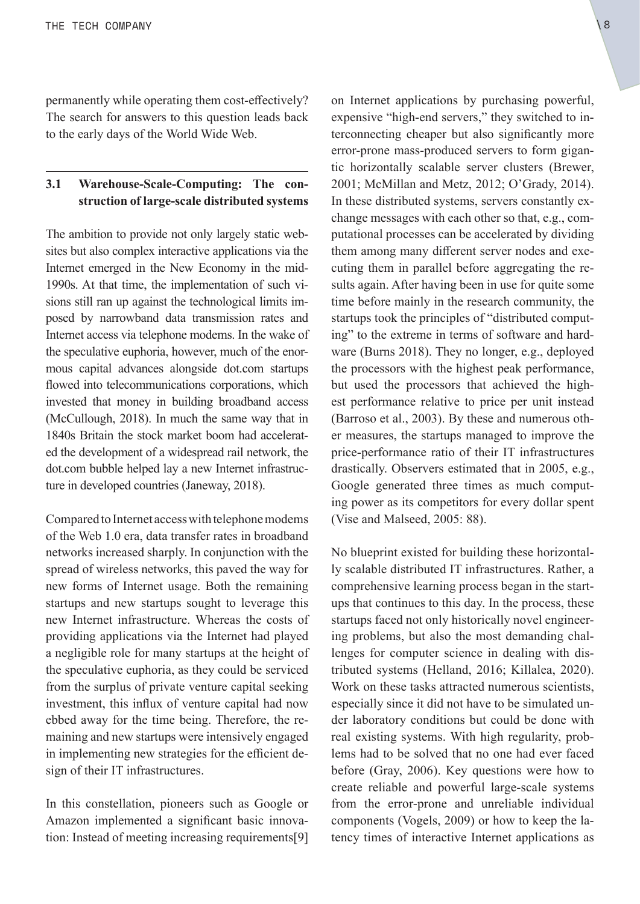permanently while operating them cost-effectively? The search for answers to this question leads back to the early days of the World Wide Web.

## 3.1 Warehouse-Scale-Computing: The construction of large-scale distributed systems

The ambition to provide not only largely static websites but also complex interactive applications via the Internet emerged in the New Economy in the mid-1990s. At that time, the implementation of such visions still ran up against the technological limits imposed by narrowband data transmission rates and Internet access via telephone modems. In the wake of the speculative euphoria, however, much of the enormous capital advances alongside dot.com startups flowed into telecommunications corporations, which invested that money in building broadband access (McCullough, 2018). In much the same way that in 1840s Britain the stock market boom had accelerated the development of a widespread rail network, the dot.com bubble helped lay a new Internet infrastructure in developed countries (Janeway, 2018).

Compared to Internet access with telephone modems of the Web 1.0 era, data transfer rates in broadband networks increased sharply. In conjunction with the spread of wireless networks, this paved the way for new forms of Internet usage. Both the remaining startups and new startups sought to leverage this new Internet infrastructure. Whereas the costs of providing applications via the Internet had played a negligible role for many startups at the height of the speculative euphoria, as they could be serviced from the surplus of private venture capital seeking investment, this influx of venture capital had now ebbed away for the time being. Therefore, the remaining and new startups were intensively engaged in implementing new strategies for the efficient design of their IT infrastructures.

In this constellation, pioneers such as Google or Amazon implemented a significant basic innovation: Instead of meeting increasing requirements[9] on Internet applications by purchasing powerful, expensive "high-end servers," they switched to interconnecting cheaper but also significantly more error-prone mass-produced servers to form gigantic horizontally scalable server clusters (Brewer, 2001; McMillan and Metz, 2012; O'Grady, 2014). In these distributed systems, servers constantly exchange messages with each other so that, e.g., computational processes can be accelerated by dividing them among many different server nodes and executing them in parallel before aggregating the results again. After having been in use for quite some time before mainly in the research community, the startups took the principles of "distributed computing" to the extreme in terms of software and hardware (Burns 2018). They no longer, e.g., deployed the processors with the highest peak performance, but used the processors that achieved the highest performance relative to price per unit instead (Barroso et al., 2003). By these and numerous other measures, the startups managed to improve the price-performance ratio of their IT infrastructures drastically. Observers estimated that in 2005, e.g., Google generated three times as much computing power as its competitors for every dollar spent (Vise and Malseed, 2005: 88).

No blueprint existed for building these horizontally scalable distributed IT infrastructures. Rather, a comprehensive learning process began in the startups that continues to this day. In the process, these startups faced not only historically novel engineering problems, but also the most demanding challenges for computer science in dealing with distributed systems (Helland, 2016; Killalea, 2020). Work on these tasks attracted numerous scientists, especially since it did not have to be simulated under laboratory conditions but could be done with real existing systems. With high regularity, problems had to be solved that no one had ever faced before (Gray, 2006). Key questions were how to create reliable and powerful large-scale systems from the error-prone and unreliable individual components (Vogels, 2009) or how to keep the latency times of interactive Internet applications as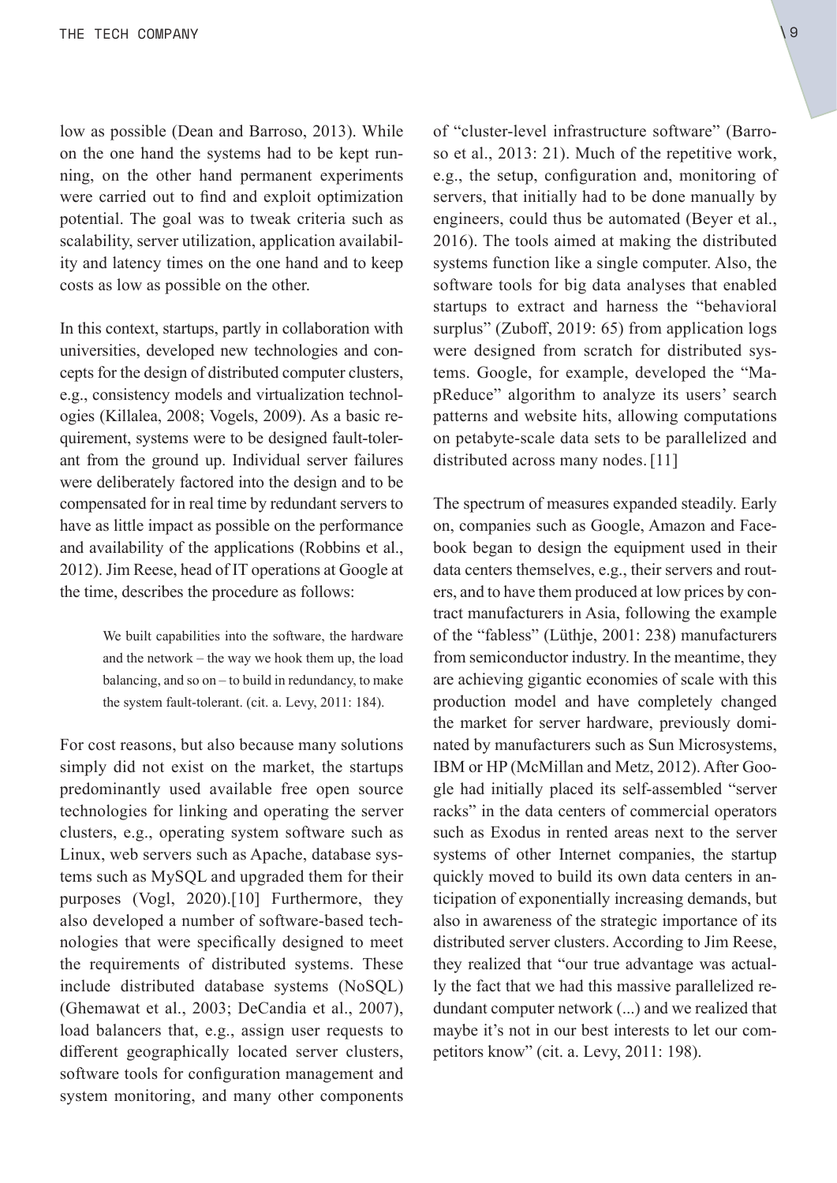low as possible (Dean and Barroso, 2013). While on the one hand the systems had to be kept running, on the other hand permanent experiments were carried out to find and exploit optimization potential. The goal was to tweak criteria such as scalability, server utilization, application availability and latency times on the one hand and to keep costs as low as possible on the other.

In this context, startups, partly in collaboration with universities, developed new technologies and concepts for the design of distributed computer clusters, e.g., consistency models and virtualization technologies (Killalea, 2008; Vogels, 2009). As a basic requirement, systems were to be designed fault-tolerant from the ground up. Individual server failures were deliberately factored into the design and to be compensated for in real time by redundant servers to have as little impact as possible on the performance and availability of the applications (Robbins et al., 2012). Jim Reese, head of IT operations at Google at the time, describes the procedure as follows:

> We built capabilities into the software, the hardware and the network – the way we hook them up, the load balancing, and so on – to build in redundancy, to make the system fault-tolerant. (cit. a. Levy, 2011: 184).

For cost reasons, but also because many solutions simply did not exist on the market, the startups predominantly used available free open source technologies for linking and operating the server clusters, e.g., operating system software such as Linux, web servers such as Apache, database systems such as MySQL and upgraded them for their purposes (Vogl, 2020).[10] Furthermore, they also developed a number of software-based technologies that were specifically designed to meet the requirements of distributed systems. These include distributed database systems (NoSQL) (Ghemawat et al., 2003; DeCandia et al., 2007), load balancers that, e.g., assign user requests to different geographically located server clusters, software tools for configuration management and system monitoring, and many other components of "cluster-level infrastructure software" (Barroso et al., 2013: 21). Much of the repetitive work, e.g., the setup, configuration and, monitoring of servers, that initially had to be done manually by engineers, could thus be automated (Beyer et al., 2016). The tools aimed at making the distributed systems function like a single computer. Also, the software tools for big data analyses that enabled startups to extract and harness the "behavioral surplus" (Zuboff, 2019: 65) from application logs were designed from scratch for distributed systems. Google, for example, developed the "MapReduce" algorithm to analyze its users' search patterns and website hits, allowing computations on petabyte-scale data sets to be parallelized and distributed across many nodes. [11]

The spectrum of measures expanded steadily. Early on, companies such as Google, Amazon and Facebook began to design the equipment used in their data centers themselves, e.g., their servers and routers, and to have them produced at low prices by contract manufacturers in Asia, following the example of the "fabless" (Lüthje, 2001: 238) manufacturers from semiconductor industry. In the meantime, they are achieving gigantic economies of scale with this production model and have completely changed the market for server hardware, previously dominated by manufacturers such as Sun Microsystems, IBM or HP (McMillan and Metz, 2012). After Google had initially placed its self-assembled "server racks" in the data centers of commercial operators such as Exodus in rented areas next to the server systems of other Internet companies, the startup quickly moved to build its own data centers in anticipation of exponentially increasing demands, but also in awareness of the strategic importance of its distributed server clusters. According to Jim Reese, they realized that "our true advantage was actually the fact that we had this massive parallelized redundant computer network (...) and we realized that maybe it's not in our best interests to let our competitors know" (cit. a. Levy, 2011: 198).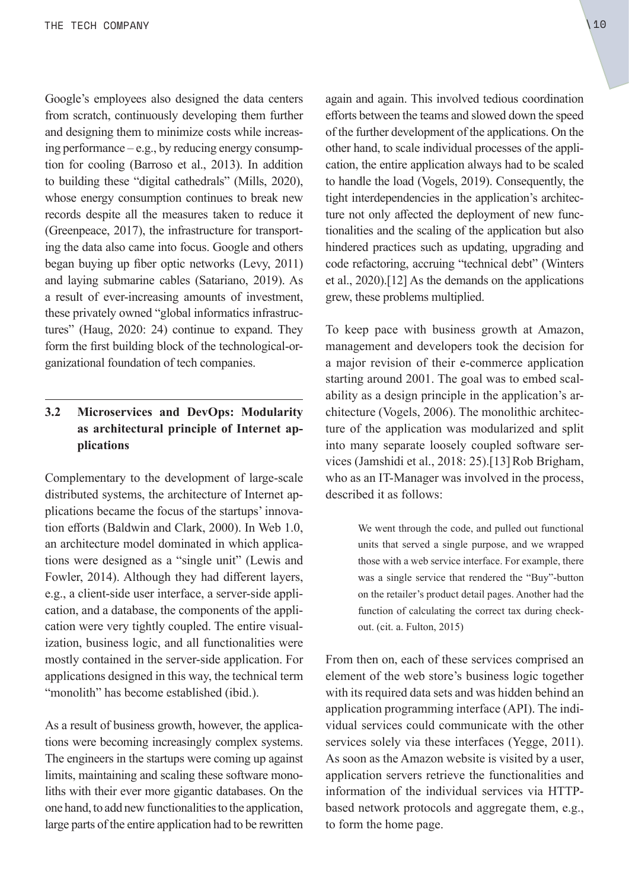Google's employees also designed the data centers from scratch, continuously developing them further and designing them to minimize costs while increasing performance – e.g., by reducing energy consumption for cooling (Barroso et al., 2013). In addition to building these "digital cathedrals" (Mills, 2020), whose energy consumption continues to break new records despite all the measures taken to reduce it (Greenpeace, 2017), the infrastructure for transporting the data also came into focus. Google and others began buying up fiber optic networks (Levy, 2011) and laying submarine cables (Satariano, 2019). As a result of ever-increasing amounts of investment, these privately owned "global informatics infrastructures" (Haug, 2020: 24) continue to expand. They form the first building block of the technological-organizational foundation of tech companies.

## 3.2 Microservices and DevOps: Modularity as architectural principle of Internet applications

Complementary to the development of large-scale distributed systems, the architecture of Internet applications became the focus of the startups' innovation efforts (Baldwin and Clark, 2000). In Web 1.0, an architecture model dominated in which applications were designed as a "single unit" (Lewis and Fowler, 2014). Although they had different layers, e.g., a client-side user interface, a server-side application, and a database, the components of the application were very tightly coupled. The entire visualization, business logic, and all functionalities were mostly contained in the server-side application. For applications designed in this way, the technical term "monolith" has become established (ibid.).

As a result of business growth, however, the applications were becoming increasingly complex systems. The engineers in the startups were coming up against limits, maintaining and scaling these software monoliths with their ever more gigantic databases. On the one hand, to add new functionalities to the application, large parts of the entire application had to be rewritten again and again. This involved tedious coordination efforts between the teams and slowed down the speed of the further development of the applications. On the other hand, to scale individual processes of the application, the entire application always had to be scaled to handle the load (Vogels, 2019). Consequently, the tight interdependencies in the application's architecture not only affected the deployment of new functionalities and the scaling of the application but also hindered practices such as updating, upgrading and code refactoring, accruing "technical debt" (Winters et al., 2020).[12] As the demands on the applications grew, these problems multiplied.

To keep pace with business growth at Amazon, management and developers took the decision for a major revision of their e-commerce application starting around 2001. The goal was to embed scalability as a design principle in the application's architecture (Vogels, 2006). The monolithic architecture of the application was modularized and split into many separate loosely coupled software services (Jamshidi et al., 2018: 25).[13] Rob Brigham, who as an IT-Manager was involved in the process, described it as follows:

> We went through the code, and pulled out functional units that served a single purpose, and we wrapped those with a web service interface. For example, there was a single service that rendered the "Buy"-button on the retailer's product detail pages. Another had the function of calculating the correct tax during checkout. (cit. a. Fulton, 2015)

From then on, each of these services comprised an element of the web store's business logic together with its required data sets and was hidden behind an application programming interface (API). The individual services could communicate with the other services solely via these interfaces (Yegge, 2011). As soon as the Amazon website is visited by a user, application servers retrieve the functionalities and information of the individual services via HTTP-based network protocols and aggregate them, e.g., to form the home page.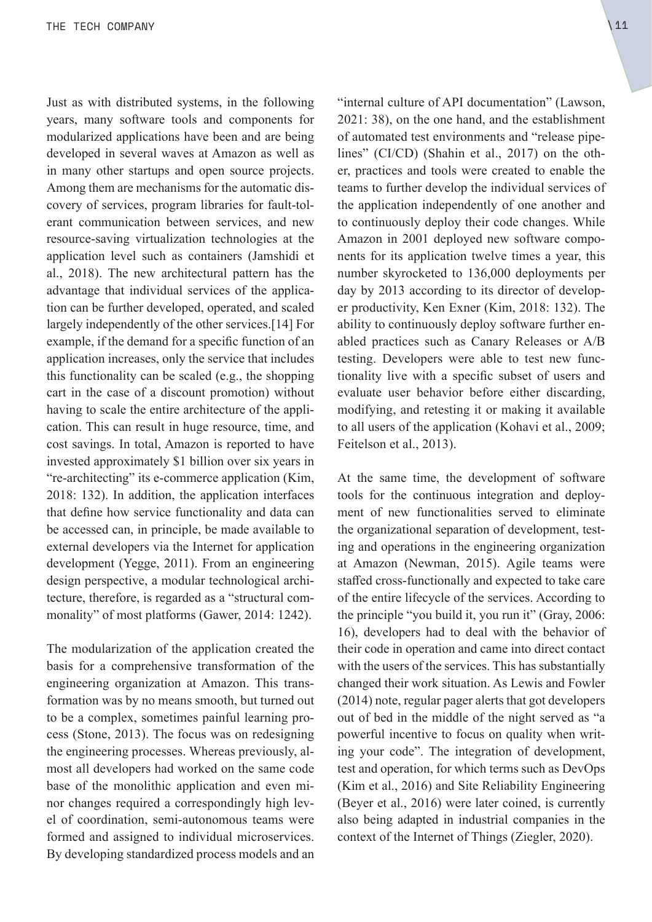Just as with distributed systems, in the following years, many software tools and components for modularized applications have been and are being developed in several waves at Amazon as well as in many other startups and open source projects. Among them are mechanisms for the automatic discovery of services, program libraries for fault-tolerant communication between services, and new resource-saving virtualization technologies at the application level such as containers (Jamshidi et al., 2018). The new architectural pattern has the advantage that individual services of the application can be further developed, operated, and scaled largely independently of the other services.[14] For example, if the demand for a specific function of an application increases, only the service that includes this functionality can be scaled (e.g., the shopping cart in the case of a discount promotion) without having to scale the entire architecture of the application. This can result in huge resource, time, and cost savings. In total, Amazon is reported to have invested approximately $1 billion over six years in "re-architecting" its e-commerce application (Kim, 2018: 132). In addition, the application interfaces that define how service functionality and data can be accessed can, in principle, be made available to external developers via the Internet for application development (Yegge, 2011). From an engineering design perspective, a modular technological architecture, therefore, is regarded as a "structural commonality" of most platforms (Gawer, 2014: 1242).

The modularization of the application created the basis for a comprehensive transformation of the engineering organization at Amazon. This transformation was by no means smooth, but turned out to be a complex, sometimes painful learning process (Stone, 2013). The focus was on redesigning the engineering processes. Whereas previously, almost all developers had worked on the same code base of the monolithic application and even minor changes required a correspondingly high level of coordination, semi-autonomous teams were formed and assigned to individual microservices. By developing standardized process models and an "internal culture of API documentation" (Lawson, 2021: 38), on the one hand, and the establishment of automated test environments and "release pipelines" (CI/CD) (Shahin et al., 2017) on the other, practices and tools were created to enable the teams to further develop the individual services of the application independently of one another and to continuously deploy their code changes. While Amazon in 2001 deployed new software components for its application twelve times a year, this number skyrocketed to 136,000 deployments per day by 2013 according to its director of developer productivity, Ken Exner (Kim, 2018: 132). The ability to continuously deploy software further enabled practices such as Canary Releases or A/B testing. Developers were able to test new functionality live with a specific subset of users and evaluate user behavior before either discarding, modifying, and retesting it or making it available to all users of the application (Kohavi et al., 2009; Feitelson et al., 2013).

At the same time, the development of software tools for the continuous integration and deployment of new functionalities served to eliminate the organizational separation of development, testing and operations in the engineering organization at Amazon (Newman, 2015). Agile teams were staffed cross-functionally and expected to take care of the entire lifecycle of the services. According to the principle "you build it, you run it" (Gray, 2006: 16), developers had to deal with the behavior of their code in operation and came into direct contact with the users of the services. This has substantially changed their work situation. As Lewis and Fowler (2014) note, regular pager alerts that got developers out of bed in the middle of the night served as "a powerful incentive to focus on quality when writing your code". The integration of development, test and operation, for which terms such as DevOps (Kim et al., 2016) and Site Reliability Engineering (Beyer et al., 2016) were later coined, is currently also being adapted in industrial companies in the context of the Internet of Things (Ziegler, 2020).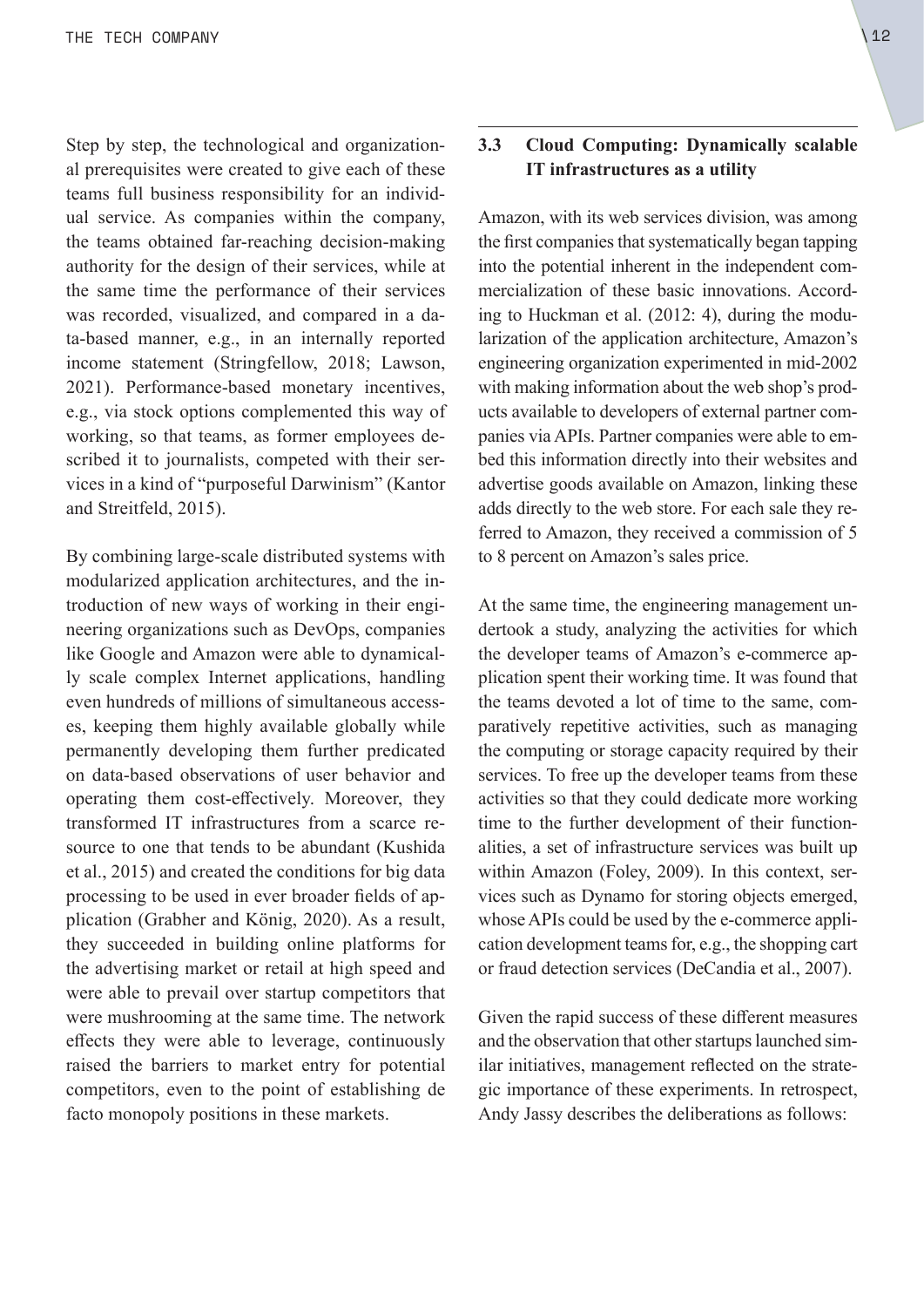Step by step, the technological and organizational prerequisites were created to give each of these teams full business responsibility for an individual service. As companies within the company, the teams obtained far-reaching decision-making authority for the design of their services, while at the same time the performance of their services was recorded, visualized, and compared in a data-based manner, e.g., in an internally reported income statement (Stringfellow, 2018; Lawson, 2021). Performance-based monetary incentives, e.g., via stock options complemented this way of working, so that teams, as former employees described it to journalists, competed with their services in a kind of "purposeful Darwinism" (Kantor and Streitfeld, 2015).

By combining large-scale distributed systems with modularized application architectures, and the introduction of new ways of working in their engineering organizations such as DevOps, companies like Google and Amazon were able to dynamically scale complex Internet applications, handling even hundreds of millions of simultaneous accesses, keeping them highly available globally while permanently developing them further predicated on data-based observations of user behavior and operating them cost-effectively. Moreover, they transformed IT infrastructures from a scarce resource to one that tends to be abundant (Kushida et al., 2015) and created the conditions for big data processing to be used in ever broader fields of application (Grabher and König, 2020). As a result, they succeeded in building online platforms for the advertising market or retail at high speed and were able to prevail over startup competitors that were mushrooming at the same time. The network effects they were able to leverage, continuously raised the barriers to market entry for potential competitors, even to the point of establishing de facto monopoly positions in these markets.

### 3.3 Cloud Computing: Dynamically scalable IT infrastructures as a utility

Amazon, with its web services division, was among the first companies that systematically began tapping into the potential inherent in the independent commercialization of these basic innovations. According to Huckman et al. (2012: 4), during the modularization of the application architecture, Amazon's engineering organization experimented in mid-2002 with making information about the web shop's products available to developers of external partner companies via APIs. Partner companies were able to embed this information directly into their websites and advertise goods available on Amazon, linking these adds directly to the web store. For each sale they referred to Amazon, they received a commission of 5 to 8 percent on Amazon's sales price.

At the same time, the engineering management undertook a study, analyzing the activities for which the developer teams of Amazon's e-commerce application spent their working time. It was found that the teams devoted a lot of time to the same, comparatively repetitive activities, such as managing the computing or storage capacity required by their services. To free up the developer teams from these activities so that they could dedicate more working time to the further development of their functionalities, a set of infrastructure services was built up within Amazon (Foley, 2009). In this context, services such as Dynamo for storing objects emerged, whose APIs could be used by the e-commerce application development teams for, e.g., the shopping cart or fraud detection services (DeCandia et al., 2007).

Given the rapid success of these different measures and the observation that other startups launched similar initiatives, management reflected on the strategic importance of these experiments. In retrospect, Andy Jassy describes the deliberations as follows: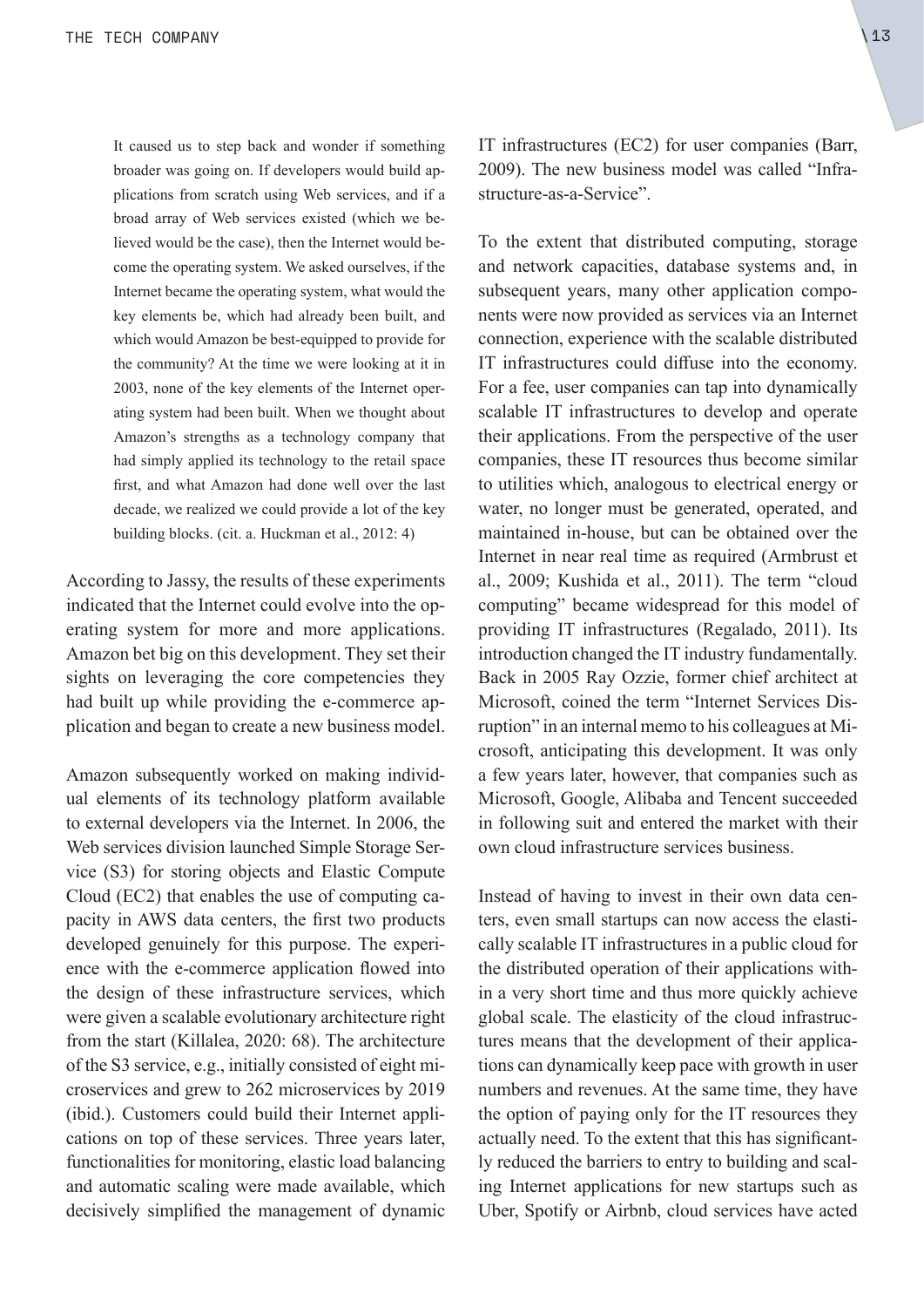> It caused us to step back and wonder if something broader was going on. If developers would build applications from scratch using Web services, and if a broad array of Web services existed (which we believed would be the case), then the Internet would become the operating system. We asked ourselves, if the Internet became the operating system, what would the key elements be, which had already been built, and which would Amazon be best-equipped to provide for the community? At the time we were looking at it in 2003, none of the key elements of the Internet operating system had been built. When we thought about Amazon's strengths as a technology company that had simply applied its technology to the retail space first, and what Amazon had done well over the last decade, we realized we could provide a lot of the key building blocks. (cit. a. Huckman et al., 2012: 4)

According to Jassy, the results of these experiments indicated that the Internet could evolve into the operating system for more and more applications. Amazon bet big on this development. They set their sights on leveraging the core competencies they had built up while providing the e-commerce application and began to create a new business model.

Amazon subsequently worked on making individual elements of its technology platform available to external developers via the Internet. In 2006, the Web services division launched Simple Storage Service (S3) for storing objects and Elastic Compute Cloud (EC2) that enables the use of computing capacity in AWS data centers, the first two products developed genuinely for this purpose. The experience with the e-commerce application flowed into the design of these infrastructure services, which were given a scalable evolutionary architecture right from the start (Killalea, 2020: 68). The architecture of the S3 service, e.g., initially consisted of eight microservices and grew to 262 microservices by 2019 (ibid.). Customers could build their Internet applications on top of these services. Three years later, functionalities for monitoring, elastic load balancing and automatic scaling were made available, which decisively simplified the management of dynamic IT infrastructures (EC2) for user companies (Barr, 2009). The new business model was called "Infrastructure-as-a-Service".

To the extent that distributed computing, storage and network capacities, database systems and, in subsequent years, many other application components were now provided as services via an Internet connection, experience with the scalable distributed IT infrastructures could diffuse into the economy. For a fee, user companies can tap into dynamically scalable IT infrastructures to develop and operate their applications. From the perspective of the user companies, these IT resources thus become similar to utilities which, analogous to electrical energy or water, no longer must be generated, operated, and maintained in-house, but can be obtained over the Internet in near real time as required (Armbrust et al., 2009; Kushida et al., 2011). The term "cloud computing" became widespread for this model of providing IT infrastructures (Regalado, 2011). Its introduction changed the IT industry fundamentally. Back in 2005 Ray Ozzie, former chief architect at Microsoft, coined the term "Internet Services Disruption" in an internal memo to his colleagues at Microsoft, anticipating this development. It was only a few years later, however, that companies such as Microsoft, Google, Alibaba and Tencent succeeded in following suit and entered the market with their own cloud infrastructure services business.

Instead of having to invest in their own data centers, even small startups can now access the elastically scalable IT infrastructures in a public cloud for the distributed operation of their applications within a very short time and thus more quickly achieve global scale. The elasticity of the cloud infrastructures means that the development of their applications can dynamically keep pace with growth in user numbers and revenues. At the same time, they have the option of paying only for the IT resources they actually need. To the extent that this has significantly reduced the barriers to entry to building and scaling Internet applications for new startups such as Uber, Spotify or Airbnb, cloud services have acted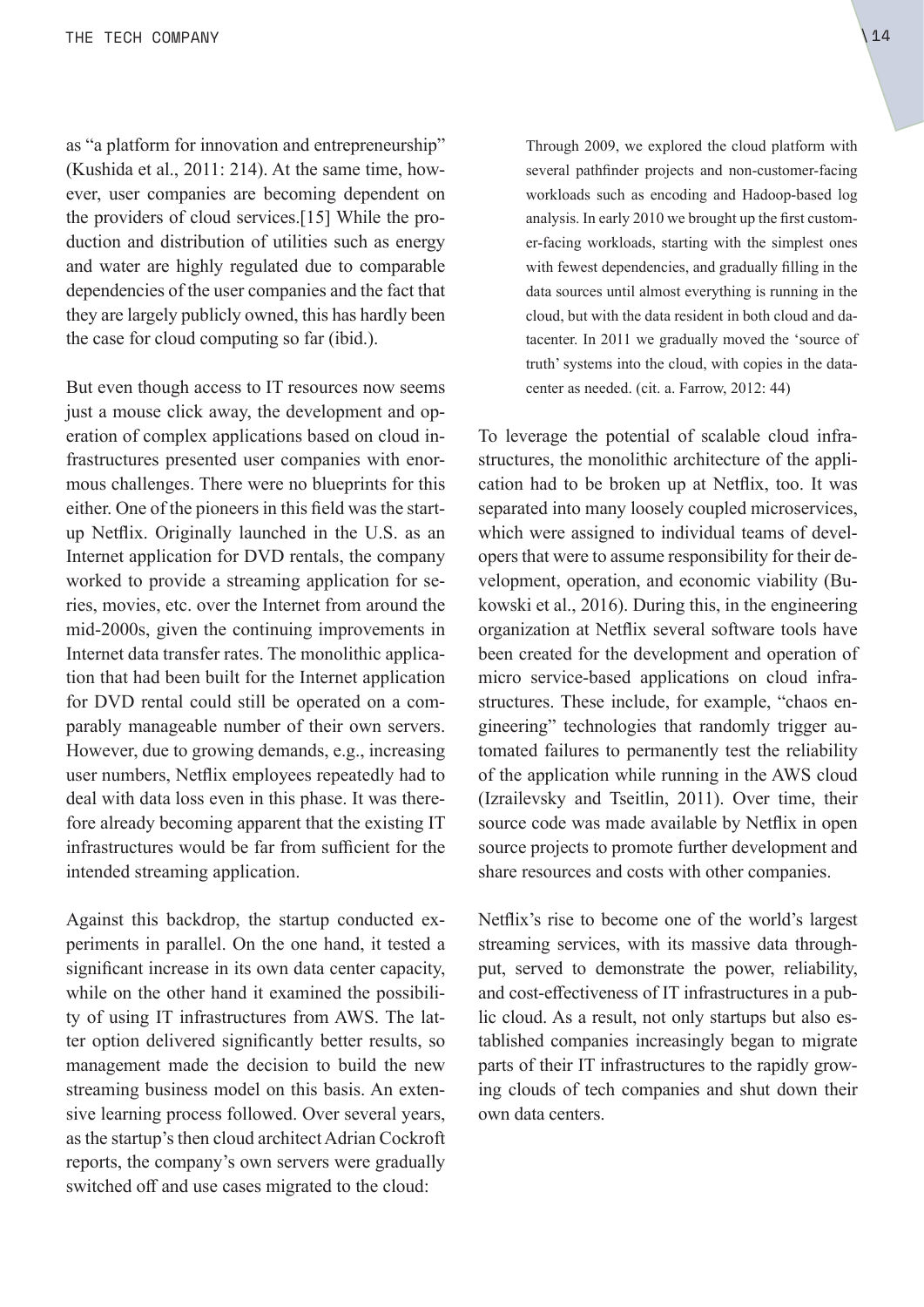as "a platform for innovation and entrepreneurship" (Kushida et al., 2011: 214). At the same time, however, user companies are becoming dependent on the providers of cloud services.[15] While the production and distribution of utilities such as energy and water are highly regulated due to comparable dependencies of the user companies and the fact that they are largely publicly owned, this has hardly been the case for cloud computing so far (ibid.).

But even though access to IT resources now seems just a mouse click away, the development and operation of complex applications based on cloud infrastructures presented user companies with enormous challenges. There were no blueprints for this either. One of the pioneers in this field was the startup Netflix. Originally launched in the U.S. as an Internet application for DVD rentals, the company worked to provide a streaming application for series, movies, etc. over the Internet from around the mid-2000s, given the continuing improvements in Internet data transfer rates. The monolithic application that had been built for the Internet application for DVD rental could still be operated on a comparably manageable number of their own servers. However, due to growing demands, e.g., increasing user numbers, Netflix employees repeatedly had to deal with data loss even in this phase. It was therefore already becoming apparent that the existing IT infrastructures would be far from sufficient for the intended streaming application.

Against this backdrop, the startup conducted experiments in parallel. On the one hand, it tested a significant increase in its own data center capacity, while on the other hand it examined the possibility of using IT infrastructures from AWS. The latter option delivered significantly better results, so management made the decision to build the new streaming business model on this basis. An extensive learning process followed. Over several years, as the startup's then cloud architect Adrian Cockroft reports, the company's own servers were gradually switched off and use cases migrated to the cloud:

> Through 2009, we explored the cloud platform with several pathfinder projects and non-customer-facing workloads such as encoding and Hadoop-based log analysis. In early 2010 we brought up the first customer-facing workloads, starting with the simplest ones with fewest dependencies, and gradually filling in the data sources until almost everything is running in the cloud, but with the data resident in both cloud and datacenter. In 2011 we gradually moved the 'source of truth' systems into the cloud, with copies in the datacenter as needed. (cit. a. Farrow, 2012: 44)

To leverage the potential of scalable cloud infrastructures, the monolithic architecture of the application had to be broken up at Netflix, too. It was separated into many loosely coupled microservices, which were assigned to individual teams of developers that were to assume responsibility for their development, operation, and economic viability (Bukowski et al., 2016). During this, in the engineering organization at Netflix several software tools have been created for the development and operation of micro service-based applications on cloud infrastructures. These include, for example, "chaos engineering" technologies that randomly trigger automated failures to permanently test the reliability of the application while running in the AWS cloud (Izrailevsky and Tseitlin, 2011). Over time, their source code was made available by Netflix in open source projects to promote further development and share resources and costs with other companies.

Netflix's rise to become one of the world's largest streaming services, with its massive data throughput, served to demonstrate the power, reliability, and cost-effectiveness of IT infrastructures in a public cloud. As a result, not only startups but also established companies increasingly began to migrate parts of their IT infrastructures to the rapidly growing clouds of tech companies and shut down their own data centers.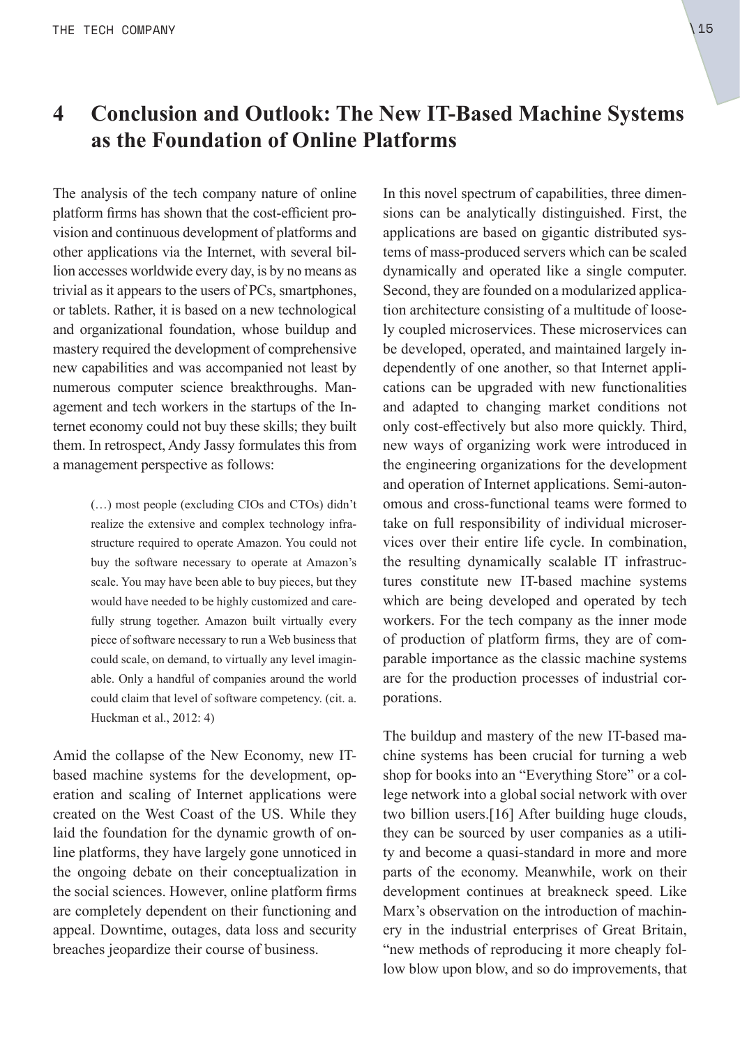# 4 Conclusion and Outlook: The New IT-Based Machine Systems as the Foundation of Online Platforms

The analysis of the tech company nature of online platform firms has shown that the cost-efficient provision and continuous development of platforms and other applications via the Internet, with several billion accesses worldwide every day, is by no means as trivial as it appears to the users of PCs, smartphones, or tablets. Rather, it is based on a new technological and organizational foundation, whose buildup and mastery required the development of comprehensive new capabilities and was accompanied not least by numerous computer science breakthroughs. Management and tech workers in the startups of the Internet economy could not buy these skills; they built them. In retrospect, Andy Jassy formulates this from a management perspective as follows:

> (…) most people (excluding CIOs and CTOs) didn't realize the extensive and complex technology infrastructure required to operate Amazon. You could not buy the software necessary to operate at Amazon's scale. You may have been able to buy pieces, but they would have needed to be highly customized and carefully strung together. Amazon built virtually every piece of software necessary to run a Web business that could scale, on demand, to virtually any level imaginable. Only a handful of companies around the world could claim that level of software competency. (cit. a. Huckman et al., 2012: 4)

Amid the collapse of the New Economy, new IT-based machine systems for the development, operation and scaling of Internet applications were created on the West Coast of the US. While they laid the foundation for the dynamic growth of online platforms, they have largely gone unnoticed in the ongoing debate on their conceptualization in the social sciences. However, online platform firms are completely dependent on their functioning and appeal. Downtime, outages, data loss and security breaches jeopardize their course of business.

In this novel spectrum of capabilities, three dimensions can be analytically distinguished. First, the applications are based on gigantic distributed systems of mass-produced servers which can be scaled dynamically and operated like a single computer. Second, they are founded on a modularized application architecture consisting of a multitude of loosely coupled microservices. These microservices can be developed, operated, and maintained largely independently of one another, so that Internet applications can be upgraded with new functionalities and adapted to changing market conditions not only cost-effectively but also more quickly. Third, new ways of organizing work were introduced in the engineering organizations for the development and operation of Internet applications. Semi-autonomous and cross-functional teams were formed to take on full responsibility of individual microservices over their entire life cycle. In combination, the resulting dynamically scalable IT infrastructures constitute new IT-based machine systems which are being developed and operated by tech workers. For the tech company as the inner mode of production of platform firms, they are of comparable importance as the classic machine systems are for the production processes of industrial corporations.

The buildup and mastery of the new IT-based machine systems has been crucial for turning a web shop for books into an "Everything Store" or a college network into a global social network with over two billion users.[16] After building huge clouds, they can be sourced by user companies as a utility and become a quasi-standard in more and more parts of the economy. Meanwhile, work on their development continues at breakneck speed. Like Marx's observation on the introduction of machinery in the industrial enterprises of Great Britain, "new methods of reproducing it more cheaply follow blow upon blow, and so do improvements, that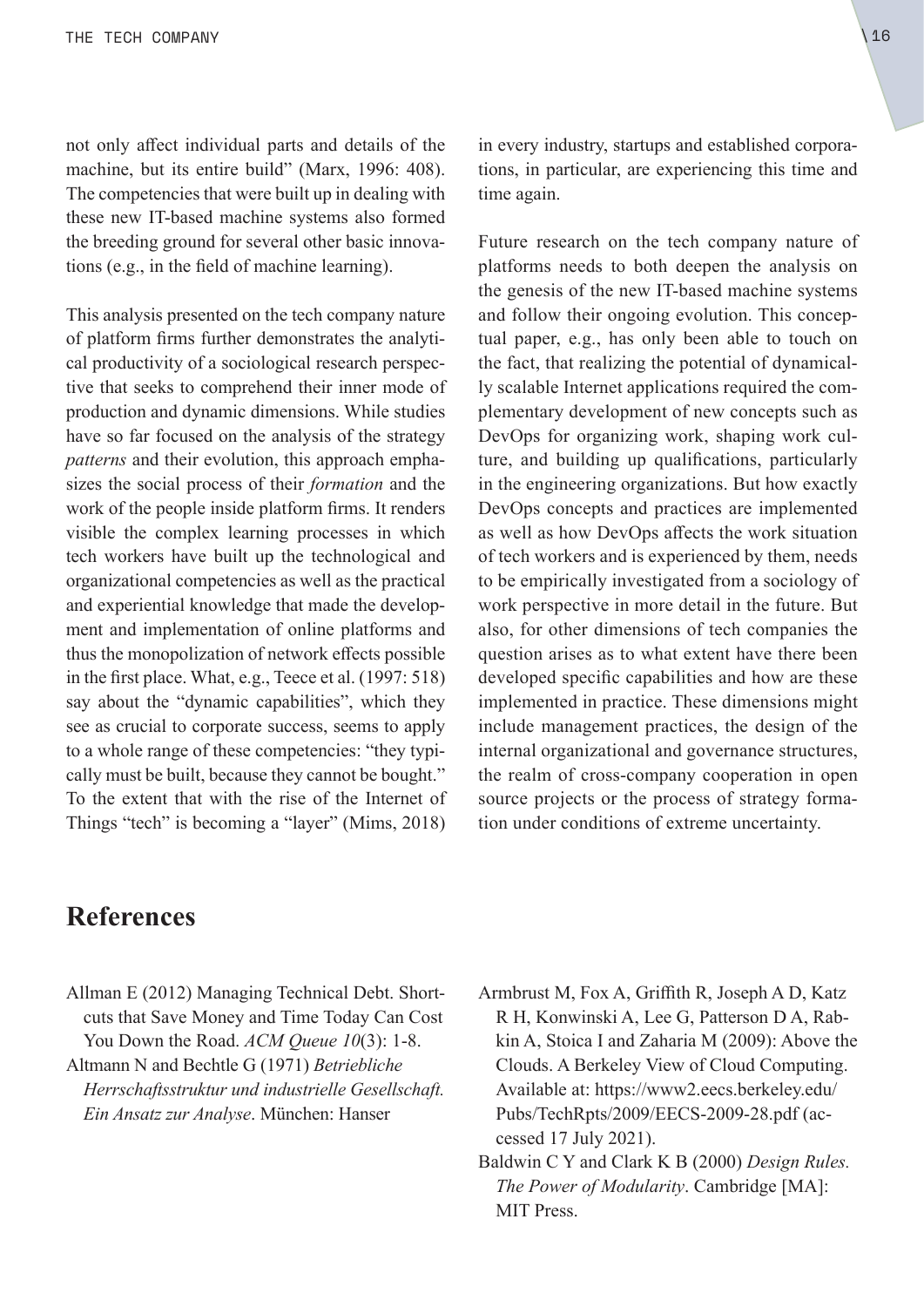not only affect individual parts and details of the machine, but its entire build" (Marx, 1996: 408). The competencies that were built up in dealing with these new IT-based machine systems also formed the breeding ground for several other basic innovations (e.g., in the field of machine learning).

This analysis presented on the tech company nature of platform firms further demonstrates the analytical productivity of a sociological research perspective that seeks to comprehend their inner mode of production and dynamic dimensions. While studies have so far focused on the analysis of the strategy *patterns* and their evolution, this approach emphasizes the social process of their *formation* and the work of the people inside platform firms. It renders visible the complex learning processes in which tech workers have built up the technological and organizational competencies as well as the practical and experiential knowledge that made the development and implementation of online platforms and thus the monopolization of network effects possible in the first place. What, e.g., Teece et al. (1997: 518) say about the "dynamic capabilities", which they see as crucial to corporate success, seems to apply to a whole range of these competencies: "they typically must be built, because they cannot be bought." To the extent that with the rise of the Internet of Things "tech" is becoming a "layer" (Mims, 2018) in every industry, startups and established corporations, in particular, are experiencing this time and time again.

Future research on the tech company nature of platforms needs to both deepen the analysis on the genesis of the new IT-based machine systems and follow their ongoing evolution. This conceptual paper, e.g., has only been able to touch on the fact, that realizing the potential of dynamically scalable Internet applications required the complementary development of new concepts such as DevOps for organizing work, shaping work culture, and building up qualifications, particularly in the engineering organizations. But how exactly DevOps concepts and practices are implemented as well as how DevOps affects the work situation of tech workers and is experienced by them, needs to be empirically investigated from a sociology of work perspective in more detail in the future. But also, for other dimensions of tech companies the question arises as to what extent have there been developed specific capabilities and how are these implemented in practice. These dimensions might include management practices, the design of the internal organizational and governance structures, the realm of cross-company cooperation in open source projects or the process of strategy formation under conditions of extreme uncertainty.

## References

Allman E (2012) Managing Technical Debt. Shortcuts that Save Money and Time Today Can Cost You Down the Road. *ACM Queue 10*(3): 1-8.

Altmann N and Bechtle G (1971) *Betriebliche Herrschaftsstruktur und industrielle Gesellschaft. Ein Ansatz zur Analyse*. München: Hanser

Armbrust M, Fox A, Griffith R, Joseph A D, Katz R H, Konwinski A, Lee G, Patterson D A, Rabkin A, Stoica I and Zaharia M (2009): Above the Clouds. A Berkeley View of Cloud Computing. Available at: https://www2.eecs.berkeley.edu/Pubs/TechRpts/2009/EECS-2009-28.pdf (accessed 17 July 2021).

Baldwin C Y and Clark K B (2000) *Design Rules. The Power of Modularity*. Cambridge [MA]: MIT Press.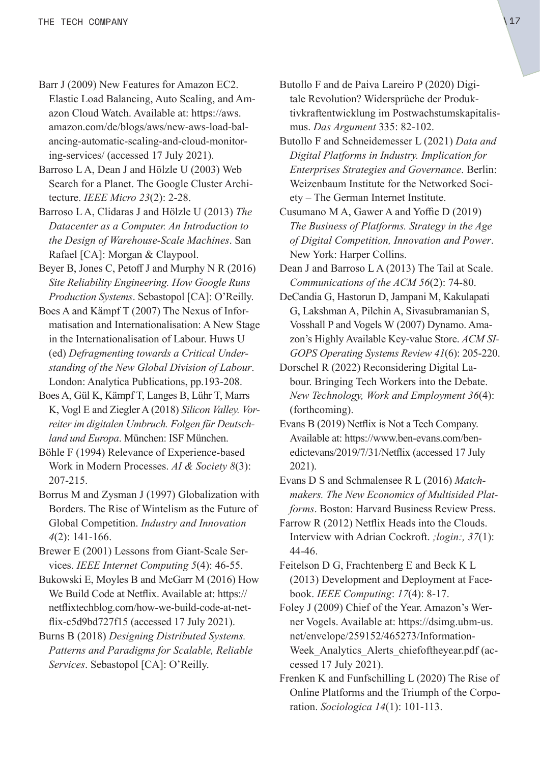Barr J (2009) New Features for Amazon EC2. Elastic Load Balancing, Auto Scaling, and Amazon Cloud Watch. Available at: https://aws.amazon.com/de/blogs/aws/new-aws-load-balancing-automatic-scaling-and-cloud-monitoring-services/ (accessed 17 July 2021).

Barroso L A, Dean J and Hölzle U (2003) Web Search for a Planet. The Google Cluster Architecture. *IEEE Micro 23*(2): 2-28.

Barroso L A, Clidaras J and Hölzle U (2013) *The Datacenter as a Computer. An Introduction to the Design of Warehouse-Scale Machines*. San Rafael [CA]: Morgan & Claypool.

Beyer B, Jones C, Petoff J and Murphy N R (2016) *Site Reliability Engineering. How Google Runs Production Systems*. Sebastopol [CA]: O'Reilly.

Boes A and Kämpf T (2007) The Nexus of Informatisation and Internationalisation: A New Stage in the Internationalisation of Labour. Huws U (ed) *Defragmenting towards a Critical Understanding of the New Global Division of Labour*. London: Analytica Publications, pp.193-208.

Boes A, Gül K, Kämpf T, Langes B, Lühr T, Marrs K, Vogl E and Ziegler A (2018) *Silicon Valley. Vorreiter im digitalen Umbruch. Folgen für Deutschland und Europa*. München: ISF München.

Böhle F (1994) Relevance of Experience-based Work in Modern Processes. *AI & Society 8*(3): 207-215.

Borrus M and Zysman J (1997) Globalization with Borders. The Rise of Wintelism as the Future of Global Competition. *Industry and Innovation 4*(2): 141-166.

Brewer E (2001) Lessons from Giant-Scale Services. *IEEE Internet Computing 5*(4): 46-55.

Bukowski E, Moyles B and McGarr M (2016) How We Build Code at Netflix. Available at: https://netflixtechblog.com/how-we-build-code-at-netflix-c5d9bd727f15 (accessed 17 July 2021).

Burns B (2018) *Designing Distributed Systems. Patterns and Paradigms for Scalable, Reliable Services*. Sebastopol [CA]: O'Reilly.

Butollo F and de Paiva Lareiro P (2020) Digitale Revolution? Widersprüche der Produktivkraftentwicklung im Postwachstumskapitalismus. *Das Argument* 335: 82-102.

Butollo F and Schneidemesser L (2021) *Data and Digital Platforms in Industry. Implication for Enterprises Strategies and Governance*. Berlin: Weizenbaum Institute for the Networked Society – The German Internet Institute.

Cusumano M A, Gawer A and Yoffie D (2019) *The Business of Platforms. Strategy in the Age of Digital Competition, Innovation and Power*. New York: Harper Collins.

Dean J and Barroso L A (2013) The Tail at Scale. *Communications of the ACM 56*(2): 74-80.

DeCandia G, Hastorun D, Jampani M, Kakulapati G, Lakshman A, Pilchin A, Sivasubramanian S, Vosshall P and Vogels W (2007) Dynamo. Amazon's Highly Available Key-value Store. *ACM SIGOPS Operating Systems Review 41*(6): 205-220.

Dorschel R (2022) Reconsidering Digital Labour. Bringing Tech Workers into the Debate. *New Technology, Work and Employment 36*(4): (forthcoming).

Evans B (2019) Netflix is Not a Tech Company. Available at: https://www.ben-evans.com/benedictevans/2019/7/31/Netflix (accessed 17 July 2021).

Evans D S and Schmalensee R L (2016) *Matchmakers. The New Economics of Multisided Platforms*. Boston: Harvard Business Review Press.

Farrow R (2012) Netflix Heads into the Clouds. Interview with Adrian Cockroft. *;login:, 37*(1): 44-46.

Feitelson D G, Frachtenberg E and Beck K L (2013) Development and Deployment at Facebook. *IEEE Computing*: *17*(4): 8-17.

Foley J (2009) Chief of the Year. Amazon's Werner Vogels. Available at: https://dsimg.ubm-us.net/envelope/259152/465273/Information-Week_Analytics_Alerts_chiefoftheyear.pdf (accessed 17 July 2021).

Frenken K and Funfschilling L (2020) The Rise of Online Platforms and the Triumph of the Corporation. *Sociologica 14*(1): 101-113.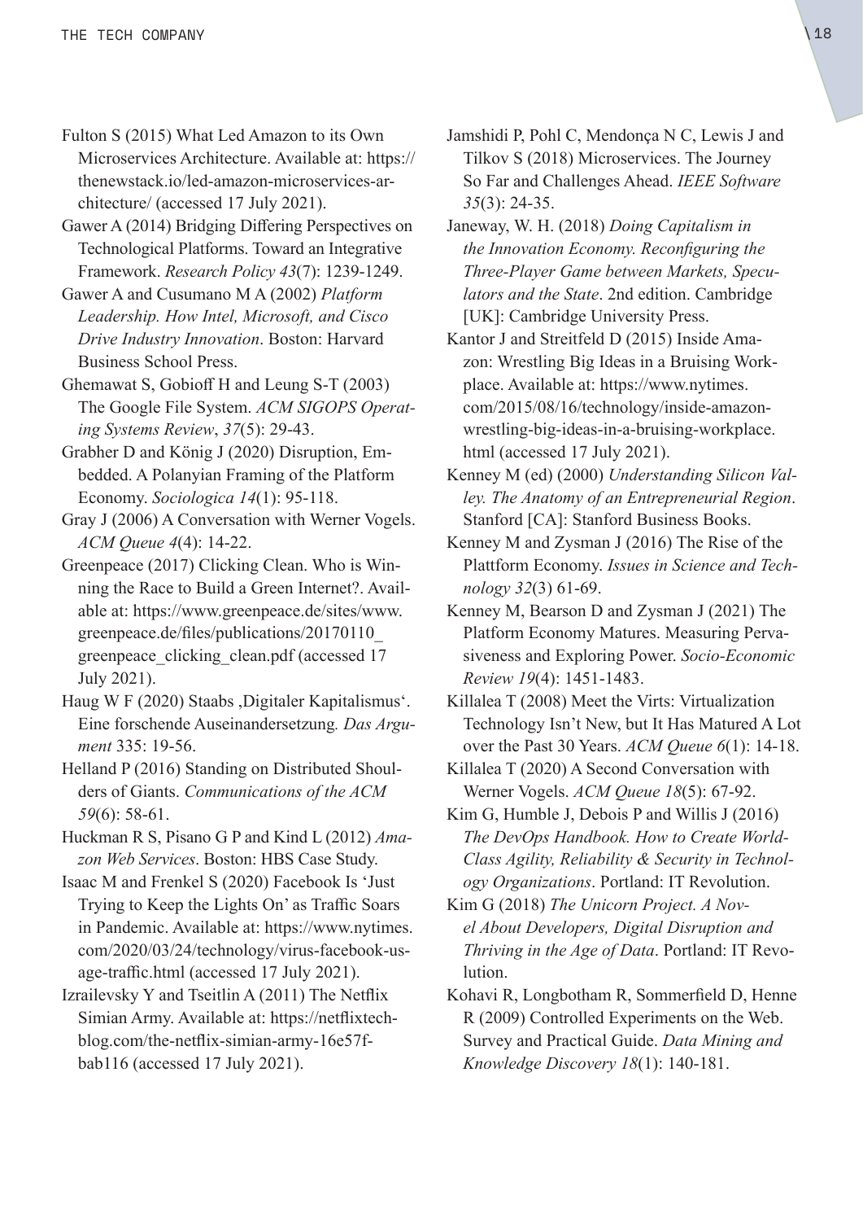Fulton S (2015) What Led Amazon to its Own Microservices Architecture. Available at: https://thenewstack.io/led-amazon-microservices-architecture/ (accessed 17 July 2021).

Gawer A (2014) Bridging Differing Perspectives on Technological Platforms. Toward an Integrative Framework. *Research Policy 43*(7): 1239-1249.

Gawer A and Cusumano M A (2002) *Platform Leadership. How Intel, Microsoft, and Cisco Drive Industry Innovation*. Boston: Harvard Business School Press.

Ghemawat S, Gobioff H and Leung S-T (2003) The Google File System. *ACM SIGOPS Operating Systems Review*, *37*(5): 29-43.

Grabher D and König J (2020) Disruption, Embedded. A Polanyian Framing of the Platform Economy. *Sociologica 14*(1): 95-118.

Gray J (2006) A Conversation with Werner Vogels. *ACM Queue 4*(4): 14-22.

Greenpeace (2017) Clicking Clean. Who is Winning the Race to Build a Green Internet?. Available at: https://www.greenpeace.de/sites/www.greenpeace.de/files/publications/20170110_greenpeace_clicking_clean.pdf (accessed 17 July 2021).

Haug W F (2020) Staabs ‚Digitaler Kapitalismus'. Eine forschende Auseinandersetzung*. Das Argument* 335: 19-56.

Helland P (2016) Standing on Distributed Shoulders of Giants. *Communications of the ACM 59*(6): 58-61.

Huckman R S, Pisano G P and Kind L (2012) *Amazon Web Services*. Boston: HBS Case Study.

Isaac M and Frenkel S (2020) Facebook Is 'Just Trying to Keep the Lights On' as Traffic Soars in Pandemic. Available at: https://www.nytimes.com/2020/03/24/technology/virus-facebook-usage-traffic.html (accessed 17 July 2021).

Izrailevsky Y and Tseitlin A (2011) The Netflix Simian Army. Available at: https://netflixtechblog.com/the-netflix-simian-army-16e57fbab116 (accessed 17 July 2021).

Jamshidi P, Pohl C, Mendonça N C, Lewis J and Tilkov S (2018) Microservices. The Journey So Far and Challenges Ahead. *IEEE Software 35*(3): 24-35.

Janeway, W. H. (2018) *Doing Capitalism in the Innovation Economy. Reconfiguring the Three-Player Game between Markets, Speculators and the State*. 2nd edition. Cambridge [UK]: Cambridge University Press.

Kantor J and Streitfeld D (2015) Inside Amazon: Wrestling Big Ideas in a Bruising Workplace. Available at: https://www.nytimes.com/2015/08/16/technology/inside-amazon-wrestling-big-ideas-in-a-bruising-workplace.html (accessed 17 July 2021).

Kenney M (ed) (2000) *Understanding Silicon Valley. The Anatomy of an Entrepreneurial Region*. Stanford [CA]: Stanford Business Books.

Kenney M and Zysman J (2016) The Rise of the Plattform Economy. *Issues in Science and Technology 32*(3) 61-69.

Kenney M, Bearson D and Zysman J (2021) The Platform Economy Matures. Measuring Pervasiveness and Exploring Power. *Socio-Economic Review 19*(4): 1451-1483.

Killalea T (2008) Meet the Virts: Virtualization Technology Isn't New, but It Has Matured A Lot over the Past 30 Years. *ACM Queue 6*(1): 14-18.

Killalea T (2020) A Second Conversation with Werner Vogels. *ACM Queue 18*(5): 67-92.

Kim G, Humble J, Debois P and Willis J (2016) *The DevOps Handbook. How to Create World-Class Agility, Reliability & Security in Technology Organizations*. Portland: IT Revolution.

Kim G (2018) *The Unicorn Project. A Novel About Developers, Digital Disruption and Thriving in the Age of Data*. Portland: IT Revolution.

Kohavi R, Longbotham R, Sommerfield D, Henne R (2009) Controlled Experiments on the Web. Survey and Practical Guide. *Data Mining and Knowledge Discovery 18*(1): 140-181.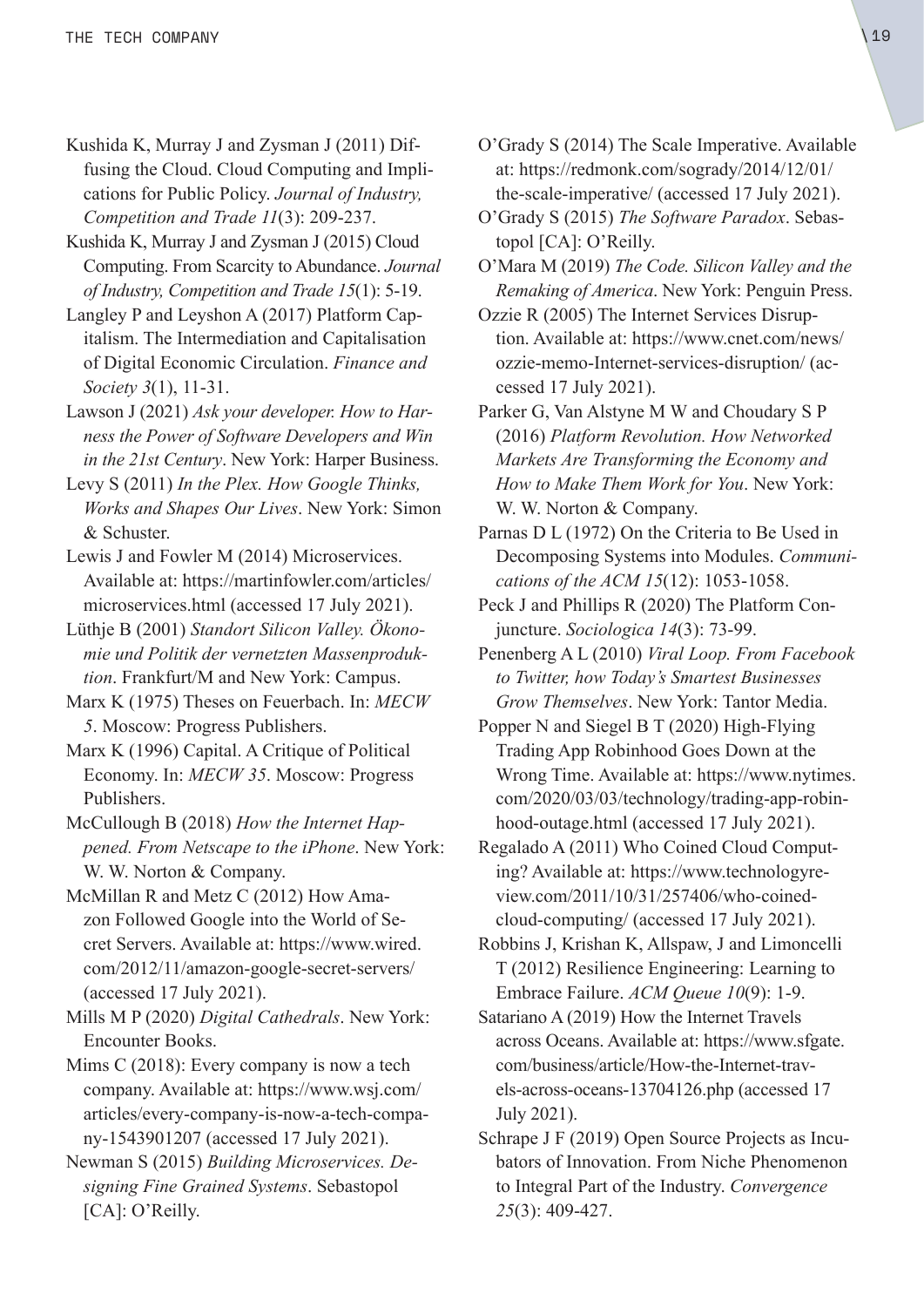Kushida K, Murray J and Zysman J (2011) Diffusing the Cloud. Cloud Computing and Implications for Public Policy. *Journal of Industry, Competition and Trade 11*(3): 209-237.

Kushida K, Murray J and Zysman J (2015) Cloud Computing. From Scarcity to Abundance. *Journal of Industry, Competition and Trade 15*(1): 5-19.

Langley P and Leyshon A (2017) Platform Capitalism. The Intermediation and Capitalisation of Digital Economic Circulation. *Finance and Society 3*(1), 11-31.

Lawson J (2021) *Ask your developer. How to Harness the Power of Software Developers and Win in the 21st Century*. New York: Harper Business.

Levy S (2011) *In the Plex. How Google Thinks, Works and Shapes Our Lives*. New York: Simon & Schuster.

Lewis J and Fowler M (2014) Microservices. Available at: https://martinfowler.com/articles/microservices.html (accessed 17 July 2021).

Lüthje B (2001) *Standort Silicon Valley. Ökonomie und Politik der vernetzten Massenproduktion*. Frankfurt/M and New York: Campus.

Marx K (1975) Theses on Feuerbach. In: *MECW 5*. Moscow: Progress Publishers.

Marx K (1996) Capital. A Critique of Political Economy. In: *MECW 35*. Moscow: Progress Publishers.

McCullough B (2018) *How the Internet Happened. From Netscape to the iPhone*. New York: W. W. Norton & Company.

McMillan R and Metz C (2012) How Amazon Followed Google into the World of Secret Servers. Available at: https://www.wired.com/2012/11/amazon-google-secret-servers/ (accessed 17 July 2021).

Mills M P (2020) *Digital Cathedrals*. New York: Encounter Books.

Mims C (2018): Every company is now a tech company. Available at: https://www.wsj.com/articles/every-company-is-now-a-tech-company-1543901207 (accessed 17 July 2021).

Newman S (2015) *Building Microservices. Designing Fine Grained Systems*. Sebastopol [CA]: O'Reilly.

O'Grady S (2014) The Scale Imperative. Available at: https://redmonk.com/sogrady/2014/12/01/the-scale-imperative/ (accessed 17 July 2021).

O'Grady S (2015) *The Software Paradox*. Sebastopol [CA]: O'Reilly.

O'Mara M (2019) *The Code. Silicon Valley and the Remaking of America*. New York: Penguin Press.

Ozzie R (2005) The Internet Services Disruption. Available at: https://www.cnet.com/news/ozzie-memo-Internet-services-disruption/ (accessed 17 July 2021).

Parker G, Van Alstyne M W and Choudary S P (2016) *Platform Revolution. How Networked Markets Are Transforming the Economy and How to Make Them Work for You*. New York: W. W. Norton & Company.

Parnas D L (1972) On the Criteria to Be Used in Decomposing Systems into Modules. *Communications of the ACM 15*(12): 1053-1058.

Peck J and Phillips R (2020) The Platform Conjuncture. *Sociologica 14*(3): 73-99.

Penenberg A L (2010) *Viral Loop. From Facebook to Twitter, how Today's Smartest Businesses Grow Themselves*. New York: Tantor Media.

Popper N and Siegel B T (2020) High-Flying Trading App Robinhood Goes Down at the Wrong Time. Available at: https://www.nytimes.com/2020/03/03/technology/trading-app-robinhood-outage.html (accessed 17 July 2021).

Regalado A (2011) Who Coined Cloud Computing? Available at: https://www.technologyreview.com/2011/10/31/257406/who-coined-cloud-computing/ (accessed 17 July 2021).

Robbins J, Krishan K, Allspaw, J and Limoncelli T (2012) Resilience Engineering: Learning to Embrace Failure. *ACM Queue 10*(9): 1-9.

Satariano A (2019) How the Internet Travels across Oceans. Available at: https://www.sfgate.com/business/article/How-the-Internet-travels-across-oceans-13704126.php (accessed 17 July 2021).

Schrape J F (2019) Open Source Projects as Incubators of Innovation. From Niche Phenomenon to Integral Part of the Industry. *Convergence 25*(3): 409-427.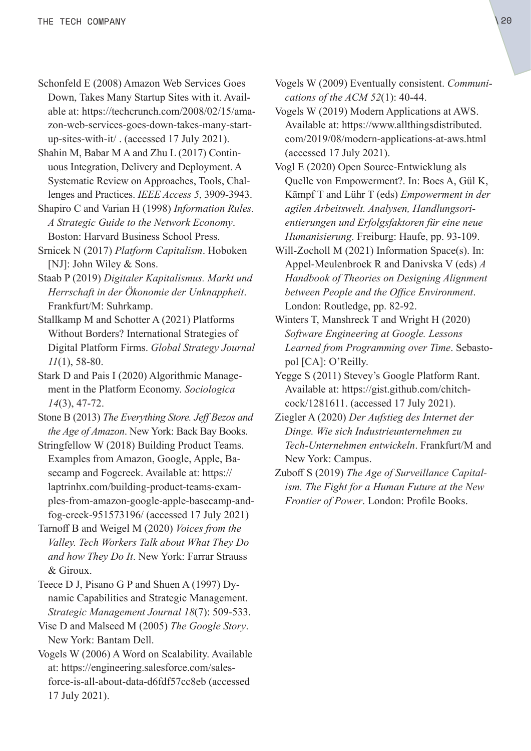Schonfeld E (2008) Amazon Web Services Goes Down, Takes Many Startup Sites with it. Available at: https://techcrunch.com/2008/02/15/amazon-web-services-goes-down-takes-many-startup-sites-with-it/ . (accessed 17 July 2021).

Shahin M, Babar M A and Zhu L (2017) Continuous Integration, Delivery and Deployment. A Systematic Review on Approaches, Tools, Challenges and Practices. *IEEE Access 5*, 3909-3943.

Shapiro C and Varian H (1998) *Information Rules. A Strategic Guide to the Network Economy*. Boston: Harvard Business School Press.

Srnicek N (2017) *Platform Capitalism*. Hoboken [NJ]: John Wiley & Sons.

Staab P (2019) *Digitaler Kapitalismus. Markt und Herrschaft in der Ökonomie der Unknappheit*. Frankfurt/M: Suhrkamp.

Stallkamp M and Schotter A (2021) Platforms Without Borders? International Strategies of Digital Platform Firms. *Global Strategy Journal 11*(1), 58-80.

Stark D and Pais I (2020) Algorithmic Management in the Platform Economy. *Sociologica 14*(3), 47-72.

Stone B (2013) *The Everything Store. Jeff Bezos and the Age of Amazon*. New York: Back Bay Books.

Stringfellow W (2018) Building Product Teams. Examples from Amazon, Google, Apple, Basecamp and Fogcreek. Available at: https://laptrinhx.com/building-product-teams-examples-from-amazon-google-apple-basecamp-and-fog-creek-951573196/ (accessed 17 July 2021)

Tarnoff B and Weigel M (2020) *Voices from the Valley. Tech Workers Talk about What They Do and how They Do It*. New York: Farrar Strauss & Giroux.

Teece D J, Pisano G P and Shuen A (1997) Dynamic Capabilities and Strategic Management. *Strategic Management Journal 18*(7): 509-533.

Vise D and Malseed M (2005) *The Google Story*. New York: Bantam Dell.

Vogels W (2006) A Word on Scalability. Available at: https://engineering.salesforce.com/salesforce-is-all-about-data-d6fdf57cc8eb (accessed 17 July 2021).

Vogels W (2009) Eventually consistent. *Communications of the ACM 52*(1): 40-44.

Vogels W (2019) Modern Applications at AWS. Available at: https://www.allthingsdistributed.com/2019/08/modern-applications-at-aws.html (accessed 17 July 2021).

Vogl E (2020) Open Source-Entwicklung als Quelle von Empowerment?. In: Boes A, Gül K, Kämpf T and Lühr T (eds) *Empowerment in der agilen Arbeitswelt. Analysen, Handlungsorientierungen und Erfolgsfaktoren für eine neue Humanisierung*. Freiburg: Haufe, pp. 93-109.

Will-Zocholl M (2021) Information Space(s). In: Appel-Meulenbroek R and Danivska V (eds) *A Handbook of Theories on Designing Alignment between People and the Office Environment*. London: Routledge, pp. 82-92.

Winters T, Manshreck T and Wright H (2020) *Software Engineering at Google. Lessons Learned from Programming over Time*. Sebastopol [CA]: O'Reilly.

Yegge S (2011) Stevey's Google Platform Rant. Available at: https://gist.github.com/chitchcock/1281611. (accessed 17 July 2021).

Ziegler A (2020) *Der Aufstieg des Internet der Dinge. Wie sich Industrieunternehmen zu Tech-Unternehmen entwickeln*. Frankfurt/M and New York: Campus.

Zuboff S (2019) *The Age of Surveillance Capitalism. The Fight for a Human Future at the New Frontier of Power*. London: Profile Books.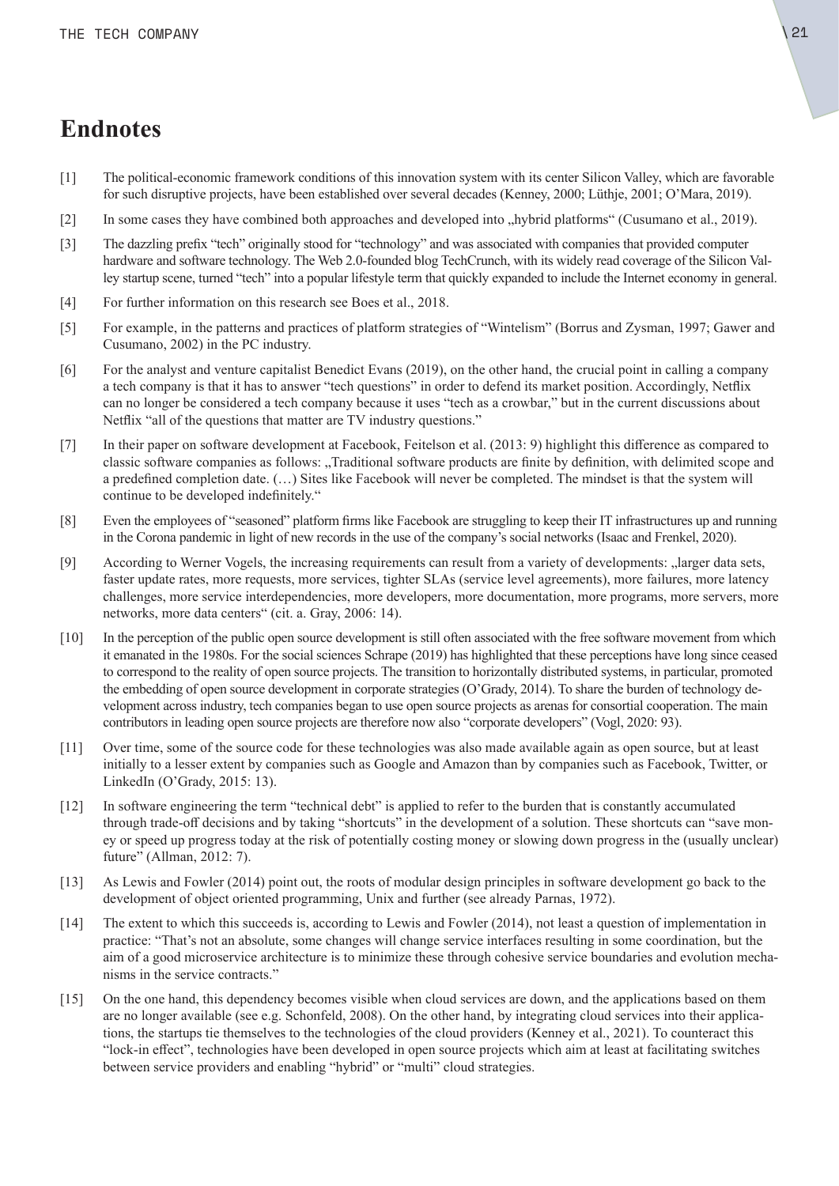# Endnotes

[1] The political-economic framework conditions of this innovation system with its center Silicon Valley, which are favorable for such disruptive projects, have been established over several decades (Kenney, 2000; Lüthje, 2001; O'Mara, 2019).

[2] In some cases they have combined both approaches and developed into „hybrid platforms" (Cusumano et al., 2019).

[3] The dazzling prefix "tech" originally stood for "technology" and was associated with companies that provided computer hardware and software technology. The Web 2.0-founded blog TechCrunch, with its widely read coverage of the Silicon Valley startup scene, turned "tech" into a popular lifestyle term that quickly expanded to include the Internet economy in general.

[4] For further information on this research see Boes et al., 2018.

[5] For example, in the patterns and practices of platform strategies of "Wintelism" (Borrus and Zysman, 1997; Gawer and Cusumano, 2002) in the PC industry.

[6] For the analyst and venture capitalist Benedict Evans (2019), on the other hand, the crucial point in calling a company a tech company is that it has to answer "tech questions" in order to defend its market position. Accordingly, Netflix can no longer be considered a tech company because it uses "tech as a crowbar," but in the current discussions about Netflix "all of the questions that matter are TV industry questions."

[7] In their paper on software development at Facebook, Feitelson et al. (2013: 9) highlight this difference as compared to classic software companies as follows: „Traditional software products are finite by definition, with delimited scope and a predefined completion date. (…) Sites like Facebook will never be completed. The mindset is that the system will continue to be developed indefinitely."

[8] Even the employees of "seasoned" platform firms like Facebook are struggling to keep their IT infrastructures up and running in the Corona pandemic in light of new records in the use of the company's social networks (Isaac and Frenkel, 2020).

[9] According to Werner Vogels, the increasing requirements can result from a variety of developments: „larger data sets, faster update rates, more requests, more services, tighter SLAs (service level agreements), more failures, more latency challenges, more service interdependencies, more developers, more documentation, more programs, more servers, more networks, more data centers" (cit. a. Gray, 2006: 14).

[10] In the perception of the public open source development is still often associated with the free software movement from which it emanated in the 1980s. For the social sciences Schrape (2019) has highlighted that these perceptions have long since ceased to correspond to the reality of open source projects. The transition to horizontally distributed systems, in particular, promoted the embedding of open source development in corporate strategies (O'Grady, 2014). To share the burden of technology development across industry, tech companies began to use open source projects as arenas for consortial cooperation. The main contributors in leading open source projects are therefore now also "corporate developers" (Vogl, 2020: 93).

[11] Over time, some of the source code for these technologies was also made available again as open source, but at least initially to a lesser extent by companies such as Google and Amazon than by companies such as Facebook, Twitter, or LinkedIn (O'Grady, 2015: 13).

[12] In software engineering the term "technical debt" is applied to refer to the burden that is constantly accumulated through trade-off decisions and by taking "shortcuts" in the development of a solution. These shortcuts can "save money or speed up progress today at the risk of potentially costing money or slowing down progress in the (usually unclear) future" (Allman, 2012: 7).

[13] As Lewis and Fowler (2014) point out, the roots of modular design principles in software development go back to the development of object oriented programming, Unix and further (see already Parnas, 1972).

[14] The extent to which this succeeds is, according to Lewis and Fowler (2014), not least a question of implementation in practice: "That's not an absolute, some changes will change service interfaces resulting in some coordination, but the aim of a good microservice architecture is to minimize these through cohesive service boundaries and evolution mechanisms in the service contracts."

[15] On the one hand, this dependency becomes visible when cloud services are down, and the applications based on them are no longer available (see e.g. Schonfeld, 2008). On the other hand, by integrating cloud services into their applications, the startups tie themselves to the technologies of the cloud providers (Kenney et al., 2021). To counteract this "lock-in effect", technologies have been developed in open source projects which aim at least at facilitating switches between service providers and enabling "hybrid" or "multi" cloud strategies.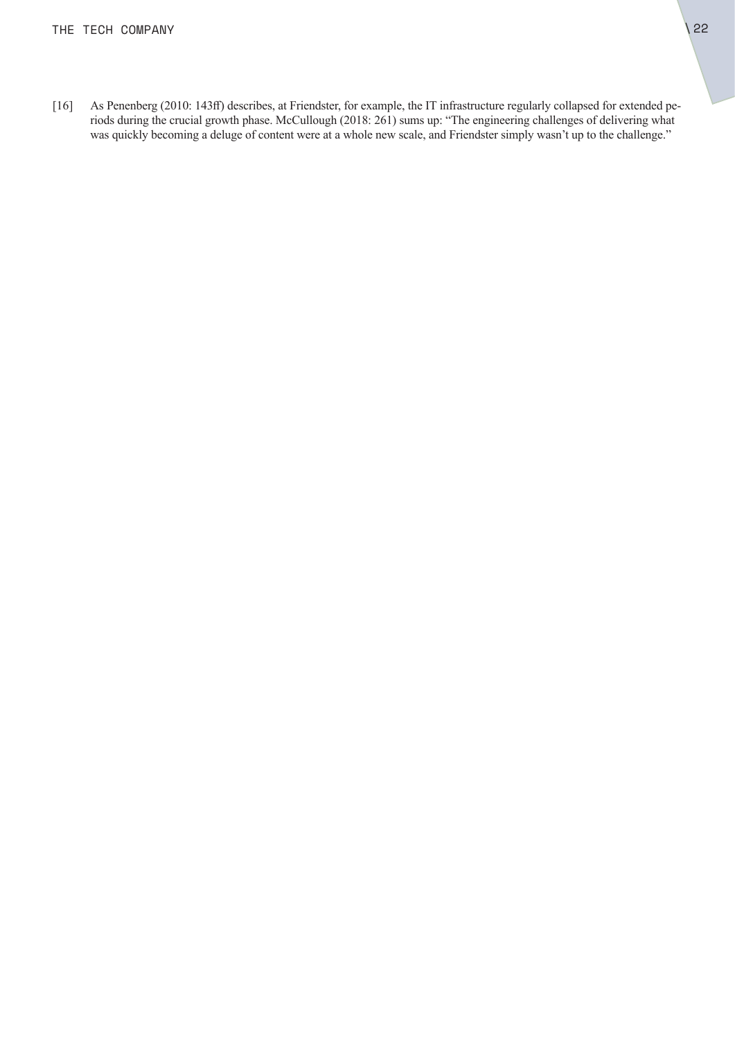[16] As Penenberg (2010: 143ff) describes, at Friendster, for example, the IT infrastructure regularly collapsed for extended periods during the crucial growth phase. McCullough (2018: 261) sums up: "The engineering challenges of delivering what was quickly becoming a deluge of content were at a whole new scale, and Friendster simply wasn't up to the challenge."